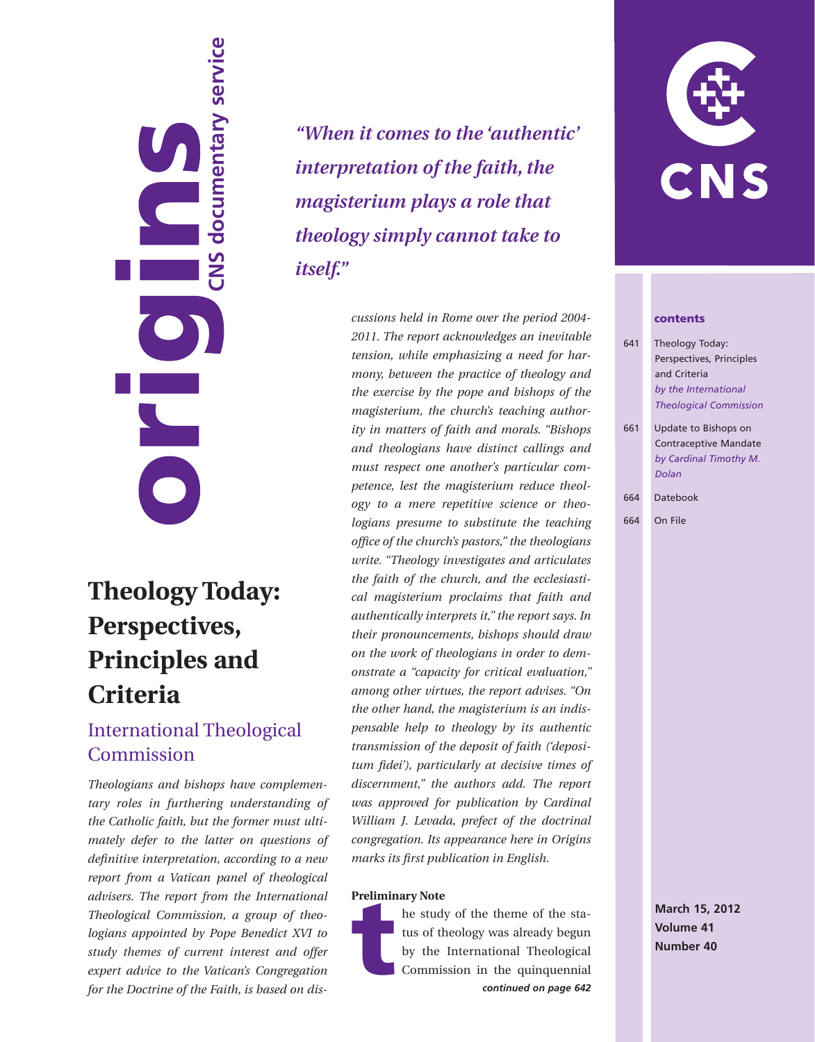# origins

CNS documentary service

*"When it comes to the 'authentic' interpretation of the faith, the magisterium plays a role that theology simply cannot take to itself."*

# Theology Today: Perspectives, Principles and Criteria

## International Theological Commission

*Theologians and bishops have complementary roles in furthering understanding of the Catholic faith, but the former must ultimately defer to the latter on questions of definitive interpretation, according to a new report from a Vatican panel of theological advisers. The report from the International Theological Commission, a group of theologians appointed by Pope Benedict XVI to study themes of current interest and offer expert advice to the Vatican's Congregation for the Doctrine of the Faith, is based on discussions held in Rome over the period 2004-2011. The report acknowledges an inevitable tension, while emphasizing a need for harmony, between the practice of theology and the exercise by the pope and bishops of the magisterium, the church's teaching authority in matters of faith and morals. "Bishops and theologians have distinct callings and must respect one another's particular competence, lest the magisterium reduce theology to a mere repetitive science or theologians presume to substitute the teaching office of the church's pastors," the theologians write. "Theology investigates and articulates the faith of the church, and the ecclesiastical magisterium proclaims that faith and authentically interprets it," the report says. In their pronouncements, bishops should draw on the work of theologians in order to demonstrate a "capacity for critical evaluation," among other virtues, the report advises. "On the other hand, the magisterium is an indispensable help to theology by its authentic transmission of the deposit of faith ('depositum fidei'), particularly at decisive times of discernment," the authors add. The report was approved for publication by Cardinal William J. Levada, prefect of the doctrinal congregation. Its appearance here in Origins marks its first publication in English.*

**Preliminary Note**

The study of the theme of the status of theology was already begun by the International Theological Commission in the quinquennial

***continued on page 642***

CNS

**contents**

641 Theology Today: Perspectives, Principles and Criteria *by the International Theological Commission*

661 Update to Bishops on Contraceptive Mandate *by Cardinal Timothy M. Dolan*

664 Datebook

664 On File

**March 15, 2012**
**Volume 41**
**Number 40**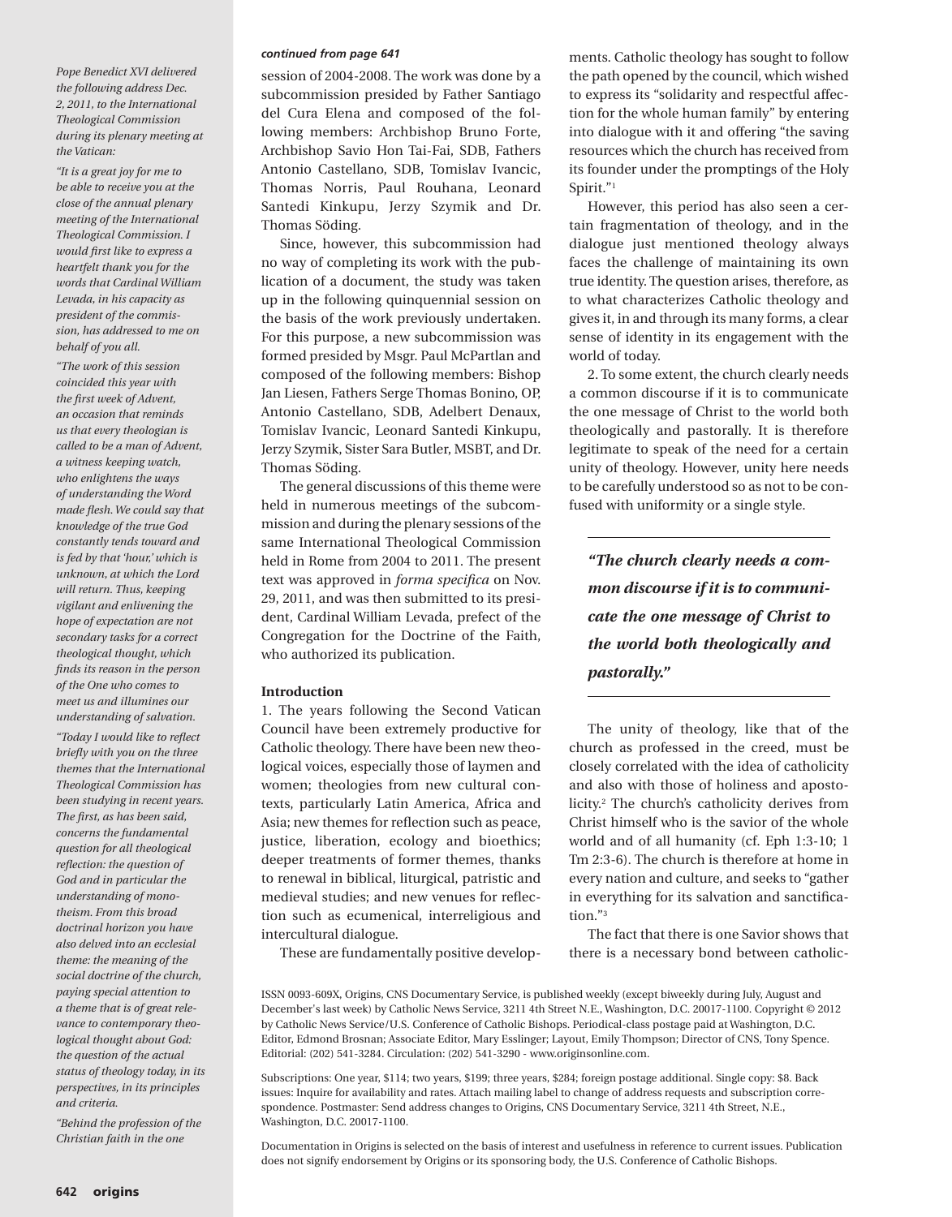*Pope Benedict XVI delivered the following address Dec. 2, 2011, to the International Theological Commission during its plenary meeting at the Vatican:*

*"It is a great joy for me to be able to receive you at the close of the annual plenary meeting of the International Theological Commission. I would first like to express a heartfelt thank you for the words that Cardinal William Levada, in his capacity as president of the commission, has addressed to me on behalf of you all.*

*"The work of this session coincided this year with the first week of Advent, an occasion that reminds us that every theologian is called to be a man of Advent, a witness keeping watch, who enlightens the ways of understanding the Word made flesh. We could say that knowledge of the true God constantly tends toward and is fed by that 'hour,' which is unknown, at which the Lord will return. Thus, keeping vigilant and enlivening the hope of expectation are not secondary tasks for a correct theological thought, which finds its reason in the person of the One who comes to meet us and illumines our understanding of salvation.*

*"Today I would like to reflect briefly with you on the three themes that the International Theological Commission has been studying in recent years. The first, as has been said, concerns the fundamental question for all theological reflection: the question of God and in particular the understanding of monotheism. From this broad doctrinal horizon you have also delved into an ecclesial theme: the meaning of the social doctrine of the church, paying special attention to a theme that is of great relevance to contemporary theological thought about God: the question of the actual status of theology today, in its perspectives, in its principles and criteria.*

*"Behind the profession of the Christian faith in the one*

***continued from page 641***

session of 2004-2008. The work was done by a subcommission presided by Father Santiago del Cura Elena and composed of the following members: Archbishop Bruno Forte, Archbishop Savio Hon Tai-Fai, SDB, Fathers Antonio Castellano, SDB, Tomislav Ivancic, Thomas Norris, Paul Rouhana, Leonard Santedi Kinkupu, Jerzy Szymik and Dr. Thomas Söding.

Since, however, this subcommission had no way of completing its work with the publication of a document, the study was taken up in the following quinquennial session on the basis of the work previously undertaken. For this purpose, a new subcommission was formed presided by Msgr. Paul McPartlan and composed of the following members: Bishop Jan Liesen, Fathers Serge Thomas Bonino, OP, Antonio Castellano, SDB, Adelbert Denaux, Tomislav Ivancic, Leonard Santedi Kinkupu, Jerzy Szymik, Sister Sara Butler, MSBT, and Dr. Thomas Söding.

The general discussions of this theme were held in numerous meetings of the subcommission and during the plenary sessions of the same International Theological Commission held in Rome from 2004 to 2011. The present text was approved in *forma specifica* on Nov. 29, 2011, and was then submitted to its president, Cardinal William Levada, prefect of the Congregation for the Doctrine of the Faith, who authorized its publication.

**Introduction**

1. The years following the Second Vatican Council have been extremely productive for Catholic theology. There have been new theological voices, especially those of laymen and women; theologies from new cultural contexts, particularly Latin America, Africa and Asia; new themes for reflection such as peace, justice, liberation, ecology and bioethics; deeper treatments of former themes, thanks to renewal in biblical, liturgical, patristic and medieval studies; and new venues for reflection such as ecumenical, interreligious and intercultural dialogue.

These are fundamentally positive developments. Catholic theology has sought to follow the path opened by the council, which wished to express its "solidarity and respectful affection for the whole human family" by entering into dialogue with it and offering "the saving resources which the church has received from its founder under the promptings of the Holy Spirit."[1]

However, this period has also seen a certain fragmentation of theology, and in the dialogue just mentioned theology always faces the challenge of maintaining its own true identity. The question arises, therefore, as to what characterizes Catholic theology and gives it, in and through its many forms, a clear sense of identity in its engagement with the world of today.

2. To some extent, the church clearly needs a common discourse if it is to communicate the one message of Christ to the world both theologically and pastorally. It is therefore legitimate to speak of the need for a certain unity of theology. However, unity here needs to be carefully understood so as not to be confused with uniformity or a single style.

> ***"The church clearly needs a common discourse if it is to communicate the one message of Christ to the world both theologically and pastorally."***

The unity of theology, like that of the church as professed in the creed, must be closely correlated with the idea of catholicity and also with those of holiness and apostolicity.[2] The church's catholicity derives from Christ himself who is the savior of the whole world and of all humanity (cf. Eph 1:3-10; 1 Tm 2:3-6). The church is therefore at home in every nation and culture, and seeks to "gather in everything for its salvation and sanctification."[3]

The fact that there is one Savior shows that there is a necessary bond between catholic-

ISSN 0093-609X, Origins, CNS Documentary Service, is published weekly (except biweekly during July, August and December's last week) by Catholic News Service, 3211 4th Street N.E., Washington, D.C. 20017-1100. Copyright © 2012 by Catholic News Service/U.S. Conference of Catholic Bishops. Periodical-class postage paid at Washington, D.C. Editor, Edmond Brosnan; Associate Editor, Mary Esslinger; Layout, Emily Thompson; Director of CNS, Tony Spence. Editorial: (202) 541-3284. Circulation: (202) 541-3290 - www.originsonline.com.

Subscriptions: One year, $114; two years, $199; three years, $284; foreign postage additional. Single copy: $8. Back issues: Inquire for availability and rates. Attach mailing label to change of address requests and subscription correspondence. Postmaster: Send address changes to Origins, CNS Documentary Service, 3211 4th Street, N.E., Washington, D.C. 20017-1100.

Documentation in Origins is selected on the basis of interest and usefulness in reference to current issues. Publication does not signify endorsement by Origins or its sponsoring body, the U.S. Conference of Catholic Bishops.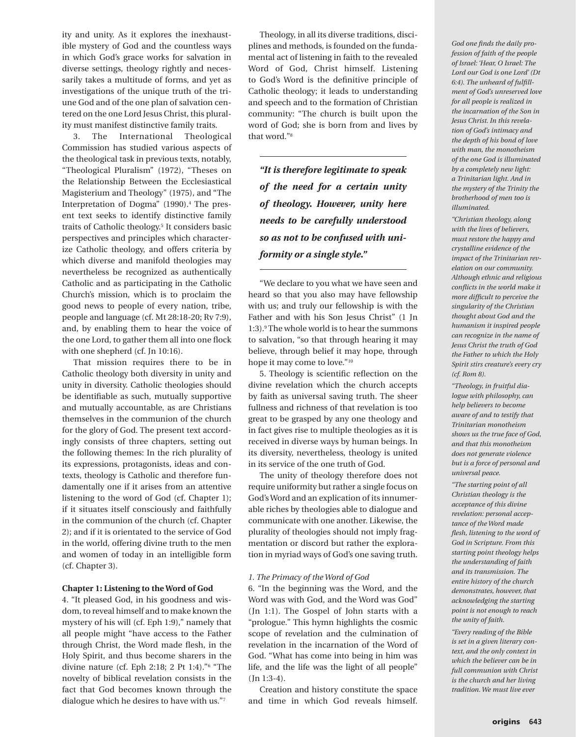ity and unity. As it explores the inexhaustible mystery of God and the countless ways in which God's grace works for salvation in diverse settings, theology rightly and necessarily takes a multitude of forms, and yet as investigations of the unique truth of the triune God and of the one plan of salvation centered on the one Lord Jesus Christ, this plurality must manifest distinctive family traits.

3. The International Theological Commission has studied various aspects of the theological task in previous texts, notably, "Theological Pluralism" (1972), "Theses on the Relationship Between the Ecclesiastical Magisterium and Theology" (1975), and "The Interpretation of Dogma" (1990).[4] The present text seeks to identify distinctive family traits of Catholic theology.[5] It considers basic perspectives and principles which characterize Catholic theology, and offers criteria by which diverse and manifold theologies may nevertheless be recognized as authentically Catholic and as participating in the Catholic Church's mission, which is to proclaim the good news to people of every nation, tribe, people and language (cf. Mt 28:18-20; Rv 7:9), and, by enabling them to hear the voice of the one Lord, to gather them all into one flock with one shepherd (cf. Jn 10:16).

That mission requires there to be in Catholic theology both diversity in unity and unity in diversity. Catholic theologies should be identifiable as such, mutually supportive and mutually accountable, as are Christians themselves in the communion of the church for the glory of God. The present text accordingly consists of three chapters, setting out the following themes: In the rich plurality of its expressions, protagonists, ideas and contexts, theology is Catholic and therefore fundamentally one if it arises from an attentive listening to the word of God (cf. Chapter 1); if it situates itself consciously and faithfully in the communion of the church (cf. Chapter 2); and if it is orientated to the service of God in the world, offering divine truth to the men and women of today in an intelligible form (cf. Chapter 3).

## Chapter 1: Listening to the Word of God

4. "It pleased God, in his goodness and wisdom, to reveal himself and to make known the mystery of his will (cf. Eph 1:9)," namely that all people might "have access to the Father through Christ, the Word made flesh, in the Holy Spirit, and thus become sharers in the divine nature (cf. Eph 2:18; 2 Pt 1:4)."[6] "The novelty of biblical revelation consists in the fact that God becomes known through the dialogue which he desires to have with us."[7]

Theology, in all its diverse traditions, disciplines and methods, is founded on the fundamental act of listening in faith to the revealed Word of God, Christ himself. Listening to God's Word is the definitive principle of Catholic theology; it leads to understanding and speech and to the formation of Christian community: "The church is built upon the word of God; she is born from and lives by that word."[8]

> ***"It is therefore legitimate to speak of the need for a certain unity of theology. However, unity here needs to be carefully understood so as not to be confused with uniformity or a single style."***

"We declare to you what we have seen and heard so that you also may have fellowship with us; and truly our fellowship is with the Father and with his Son Jesus Christ" (1 Jn 1:3).[9] The whole world is to hear the summons to salvation, "so that through hearing it may believe, through belief it may hope, through hope it may come to love."[10]

5. Theology is scientific reflection on the divine revelation which the church accepts by faith as universal saving truth. The sheer fullness and richness of that revelation is too great to be grasped by any one theology and in fact gives rise to multiple theologies as it is received in diverse ways by human beings. In its diversity, nevertheless, theology is united in its service of the one truth of God.

The unity of theology therefore does not require uniformity but rather a single focus on God's Word and an explication of its innumerable riches by theologies able to dialogue and communicate with one another. Likewise, the plurality of theologies should not imply fragmentation or discord but rather the exploration in myriad ways of God's one saving truth.

### *1. The Primacy of the Word of God*

6. "In the beginning was the Word, and the Word was with God, and the Word was God" (Jn 1:1). The Gospel of John starts with a "prologue." This hymn highlights the cosmic scope of revelation and the culmination of revelation in the incarnation of the Word of God. "What has come into being in him was life, and the life was the light of all people" (Jn 1:3-4).

Creation and history constitute the space and time in which God reveals himself.

*God one finds the daily profession of faith of the people of Israel: 'Hear, O Israel: The Lord our God is one Lord' (Dt 6:4). The unheard of fulfillment of God's unreserved love for all people is realized in the incarnation of the Son in Jesus Christ. In this revelation of God's intimacy and the depth of his bond of love with man, the monotheism of the one God is illuminated by a completely new light: a Trinitarian light. And in the mystery of the Trinity the brotherhood of men too is illuminated.*

*"Christian theology, along with the lives of believers, must restore the happy and crystalline evidence of the impact of the Trinitarian revelation on our community. Although ethnic and religious conflicts in the world make it more difficult to perceive the singularity of the Christian thought about God and the humanism it inspired people can recognize in the name of Jesus Christ the truth of God the Father to which the Holy Spirit stirs creature's every cry (cf. Rom 8).*

*"Theology, in fruitful dialogue with philosophy, can help believers to become aware of and to testify that Trinitarian monotheism shows us the true face of God, and that this monotheism does not generate violence but is a force of personal and universal peace.*

*"The starting point of all Christian theology is the acceptance of this divine revelation: personal acceptance of the Word made flesh, listening to the word of God in Scripture. From this starting point theology helps the understanding of faith and its transmission. The entire history of the church demonstrates, however, that acknowledging the starting point is not enough to reach the unity of faith.*

*"Every reading of the Bible is set in a given literary context, and the only context in which the believer can be in full communion with Christ is the church and her living tradition. We must live ever*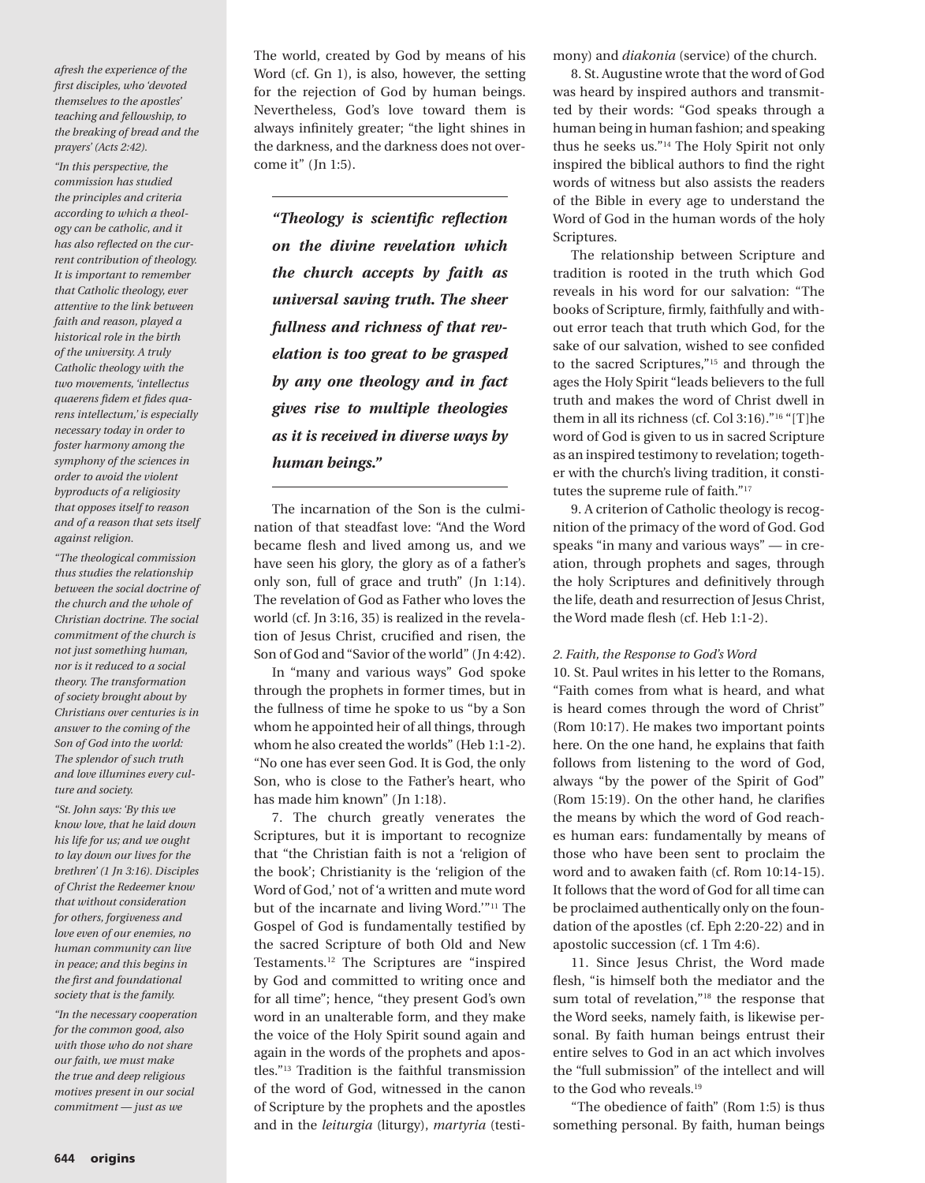*afresh the experience of the first disciples, who 'devoted themselves to the apostles' teaching and fellowship, to the breaking of bread and the prayers' (Acts 2:42).*

*"In this perspective, the commission has studied the principles and criteria according to which a theology can be catholic, and it has also reflected on the current contribution of theology. It is important to remember that Catholic theology, ever attentive to the link between faith and reason, played a historical role in the birth of the university. A truly Catholic theology with the two movements, 'intellectus quaerens fidem et fides quarens intellectum,' is especially necessary today in order to foster harmony among the symphony of the sciences in order to avoid the violent byproducts of a religiosity that opposes itself to reason and of a reason that sets itself against religion.*

*"The theological commission thus studies the relationship between the social doctrine of the church and the whole of Christian doctrine. The social commitment of the church is not just something human, nor is it reduced to a social theory. The transformation of society brought about by Christians over centuries is in answer to the coming of the Son of God into the world: The splendor of such truth and love illumines every culture and society.*

*"St. John says: 'By this we know love, that he laid down his life for us; and we ought to lay down our lives for the brethren' (1 Jn 3:16). Disciples of Christ the Redeemer know that without consideration for others, forgiveness and love even of our enemies, no human community can live in peace; and this begins in the first and foundational society that is the family.*

*"In the necessary cooperation for the common good, also with those who do not share our faith, we must make the true and deep religious motives present in our social commitment — just as we*

The world, created by God by means of his Word (cf. Gn 1), is also, however, the setting for the rejection of God by human beings. Nevertheless, God's love toward them is always infinitely greater; "the light shines in the darkness, and the darkness does not overcome it" (Jn 1:5).

***"Theology is scientific reflection on the divine revelation which the church accepts by faith as universal saving truth. The sheer fullness and richness of that revelation is too great to be grasped by any one theology and in fact gives rise to multiple theologies as it is received in diverse ways by human beings."***

The incarnation of the Son is the culmination of that steadfast love: "And the Word became flesh and lived among us, and we have seen his glory, the glory as of a father's only son, full of grace and truth" (Jn 1:14). The revelation of God as Father who loves the world (cf. Jn 3:16, 35) is realized in the revelation of Jesus Christ, crucified and risen, the Son of God and "Savior of the world" (Jn 4:42).

In "many and various ways" God spoke through the prophets in former times, but in the fullness of time he spoke to us "by a Son whom he appointed heir of all things, through whom he also created the worlds" (Heb 1:1-2). "No one has ever seen God. It is God, the only Son, who is close to the Father's heart, who has made him known" (Jn 1:18).

7. The church greatly venerates the Scriptures, but it is important to recognize that "the Christian faith is not a 'religion of the book'; Christianity is the 'religion of the Word of God,' not of 'a written and mute word but of the incarnate and living Word.'"[11] The Gospel of God is fundamentally testified by the sacred Scripture of both Old and New Testaments.[12] The Scriptures are "inspired by God and committed to writing once and for all time"; hence, "they present God's own word in an unalterable form, and they make the voice of the Holy Spirit sound again and again in the words of the prophets and apostles."[13] Tradition is the faithful transmission of the word of God, witnessed in the canon of Scripture by the prophets and the apostles and in the *leiturgia* (liturgy), *martyria* (testimony) and *diakonia* (service) of the church.

8. St. Augustine wrote that the word of God was heard by inspired authors and transmitted by their words: "God speaks through a human being in human fashion; and speaking thus he seeks us."[14] The Holy Spirit not only inspired the biblical authors to find the right words of witness but also assists the readers of the Bible in every age to understand the Word of God in the human words of the holy Scriptures.

The relationship between Scripture and tradition is rooted in the truth which God reveals in his word for our salvation: "The books of Scripture, firmly, faithfully and without error teach that truth which God, for the sake of our salvation, wished to see confided to the sacred Scriptures,"[15] and through the ages the Holy Spirit "leads believers to the full truth and makes the word of Christ dwell in them in all its richness (cf. Col 3:16)."[16] "[T]he word of God is given to us in sacred Scripture as an inspired testimony to revelation; together with the church's living tradition, it constitutes the supreme rule of faith."[17]

9. A criterion of Catholic theology is recognition of the primacy of the word of God. God speaks "in many and various ways" — in creation, through prophets and sages, through the holy Scriptures and definitively through the life, death and resurrection of Jesus Christ, the Word made flesh (cf. Heb 1:1-2).

### *2. Faith, the Response to God's Word*

10. St. Paul writes in his letter to the Romans, "Faith comes from what is heard, and what is heard comes through the word of Christ" (Rom 10:17). He makes two important points here. On the one hand, he explains that faith follows from listening to the word of God, always "by the power of the Spirit of God" (Rom 15:19). On the other hand, he clarifies the means by which the word of God reaches human ears: fundamentally by means of those who have been sent to proclaim the word and to awaken faith (cf. Rom 10:14-15). It follows that the word of God for all time can be proclaimed authentically only on the foundation of the apostles (cf. Eph 2:20-22) and in apostolic succession (cf. 1 Tm 4:6).

11. Since Jesus Christ, the Word made flesh, "is himself both the mediator and the sum total of revelation,"[18] the response that the Word seeks, namely faith, is likewise personal. By faith human beings entrust their entire selves to God in an act which involves the "full submission" of the intellect and will to the God who reveals.[19]

"The obedience of faith" (Rom 1:5) is thus something personal. By faith, human beings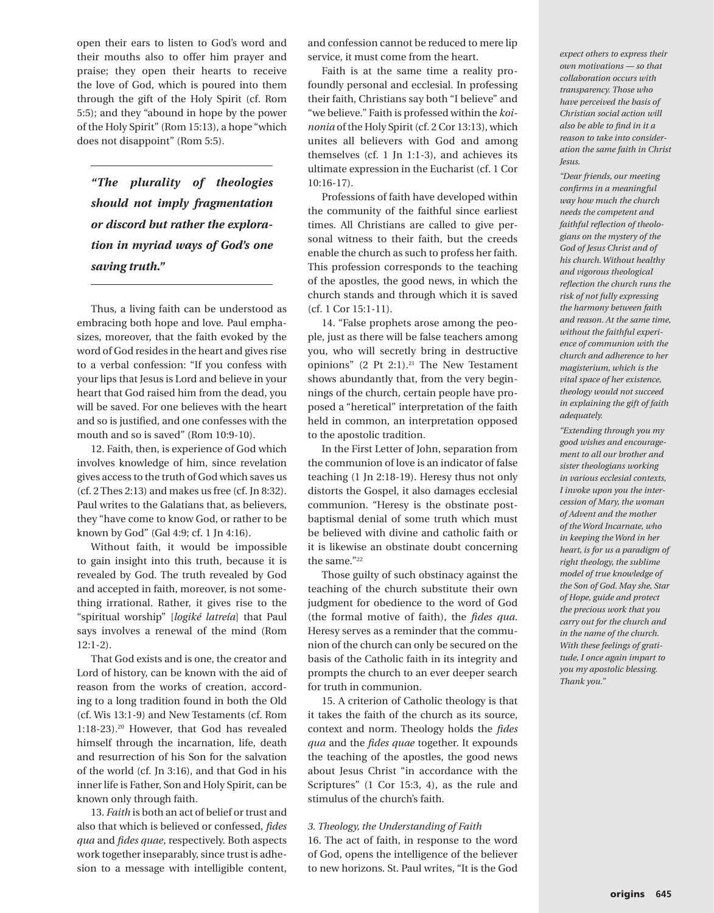open their ears to listen to God's word and their mouths also to offer him prayer and praise; they open their hearts to receive the love of God, which is poured into them through the gift of the Holy Spirit (cf. Rom 5:5); and they "abound in hope by the power of the Holy Spirit" (Rom 15:13), a hope "which does not disappoint" (Rom 5:5).

> ***"The plurality of theologies should not imply fragmentation or discord but rather the exploration in myriad ways of God's one saving truth."***

Thus, a living faith can be understood as embracing both hope and love. Paul emphasizes, moreover, that the faith evoked by the word of God resides in the heart and gives rise to a verbal confession: "If you confess with your lips that Jesus is Lord and believe in your heart that God raised him from the dead, you will be saved. For one believes with the heart and so is justified, and one confesses with the mouth and so is saved" (Rom 10:9-10).

12. Faith, then, is experience of God which involves knowledge of him, since revelation gives access to the truth of God which saves us (cf. 2 Thes 2:13) and makes us free (cf. Jn 8:32). Paul writes to the Galatians that, as believers, they "have come to know God, or rather to be known by God" (Gal 4:9; cf. 1 Jn 4:16).

Without faith, it would be impossible to gain insight into this truth, because it is revealed by God. The truth revealed by God and accepted in faith, moreover, is not something irrational. Rather, it gives rise to the "spiritual worship" [*logiké latreía*] that Paul says involves a renewal of the mind (Rom 12:1-2).

That God exists and is one, the creator and Lord of history, can be known with the aid of reason from the works of creation, according to a long tradition found in both the Old (cf. Wis 13:1-9) and New Testaments (cf. Rom 1:18-23).[20] However, that God has revealed himself through the incarnation, life, death and resurrection of his Son for the salvation of the world (cf. Jn 3:16), and that God in his inner life is Father, Son and Holy Spirit, can be known only through faith.

13. *Faith* is both an act of belief or trust and also that which is believed or confessed, *fides qua* and *fides quae*, respectively. Both aspects work together inseparably, since trust is adhesion to a message with intelligible content, and confession cannot be reduced to mere lip service, it must come from the heart.

Faith is at the same time a reality profoundly personal and ecclesial. In professing their faith, Christians say both "I believe" and "we believe." Faith is professed within the *koinonia* of the Holy Spirit (cf. 2 Cor 13:13), which unites all believers with God and among themselves (cf. 1 Jn 1:1-3), and achieves its ultimate expression in the Eucharist (cf. 1 Cor 10:16-17).

Professions of faith have developed within the community of the faithful since earliest times. All Christians are called to give personal witness to their faith, but the creeds enable the church as such to profess her faith. This profession corresponds to the teaching of the apostles, the good news, in which the church stands and through which it is saved (cf. 1 Cor 15:1-11).

14. "False prophets arose among the people, just as there will be false teachers among you, who will secretly bring in destructive opinions" (2 Pt 2:1).[21] The New Testament shows abundantly that, from the very beginnings of the church, certain people have proposed a "heretical" interpretation of the faith held in common, an interpretation opposed to the apostolic tradition.

In the First Letter of John, separation from the communion of love is an indicator of false teaching (1 Jn 2:18-19). Heresy thus not only distorts the Gospel, it also damages ecclesial communion. "Heresy is the obstinate post-baptismal denial of some truth which must be believed with divine and catholic faith or it is likewise an obstinate doubt concerning the same."[22]

Those guilty of such obstinacy against the teaching of the church substitute their own judgment for obedience to the word of God (the formal motive of faith), the *fides qua*. Heresy serves as a reminder that the communion of the church can only be secured on the basis of the Catholic faith in its integrity and prompts the church to an ever deeper search for truth in communion.

15. A criterion of Catholic theology is that it takes the faith of the church as its source, context and norm. Theology holds the *fides qua* and the *fides quae* together. It expounds the teaching of the apostles, the good news about Jesus Christ "in accordance with the Scriptures" (1 Cor 15:3, 4), as the rule and stimulus of the church's faith.

### *3. Theology, the Understanding of Faith*

16. The act of faith, in response to the word of God, opens the intelligence of the believer to new horizons. St. Paul writes, "It is the God

*expect others to express their own motivations — so that collaboration occurs with transparency. Those who have perceived the basis of Christian social action will also be able to find in it a reason to take into consideration the same faith in Christ Jesus.*

*"Dear friends, our meeting confirms in a meaningful way how much the church needs the competent and faithful reflection of theologians on the mystery of the God of Jesus Christ and of his church. Without healthy and vigorous theological reflection the church runs the risk of not fully expressing the harmony between faith and reason. At the same time, without the faithful experience of communion with the church and adherence to her magisterium, which is the vital space of her existence, theology would not succeed in explaining the gift of faith adequately.*

*"Extending through you my good wishes and encouragement to all our brother and sister theologians working in various ecclesial contexts, I invoke upon you the intercession of Mary, the woman of Advent and the mother of the Word Incarnate, who in keeping the Word in her heart, is for us a paradigm of right theology, the sublime model of true knowledge of the Son of God. May she, Star of Hope, guide and protect the precious work that you carry out for the church and in the name of the church. With these feelings of gratitude, I once again impart to you my apostolic blessing. Thank you."*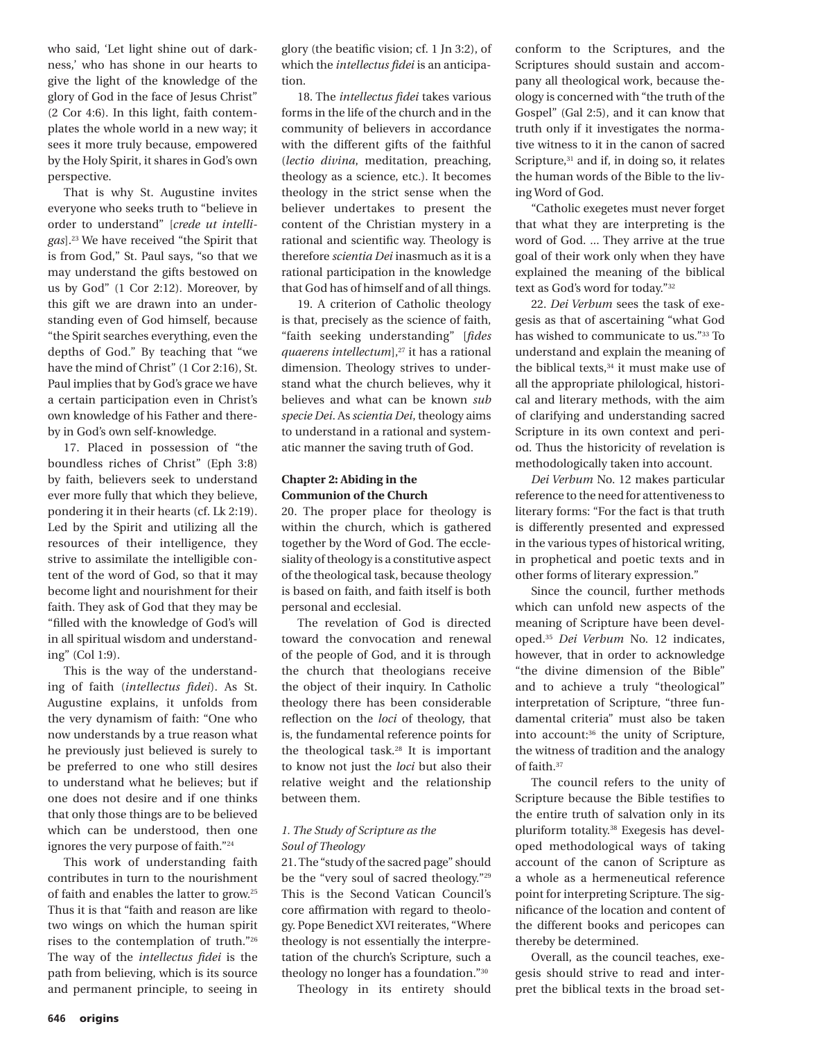who said, 'Let light shine out of darkness,' who has shone in our hearts to give the light of the knowledge of the glory of God in the face of Jesus Christ" (2 Cor 4:6). In this light, faith contemplates the whole world in a new way; it sees it more truly because, empowered by the Holy Spirit, it shares in God's own perspective.

That is why St. Augustine invites everyone who seeks truth to "believe in order to understand" [*crede ut intelligas*].[23] We have received "the Spirit that is from God," St. Paul says, "so that we may understand the gifts bestowed on us by God" (1 Cor 2:12). Moreover, by this gift we are drawn into an understanding even of God himself, because "the Spirit searches everything, even the depths of God." By teaching that "we have the mind of Christ" (1 Cor 2:16), St. Paul implies that by God's grace we have a certain participation even in Christ's own knowledge of his Father and thereby in God's own self-knowledge.

17. Placed in possession of "the boundless riches of Christ" (Eph 3:8) by faith, believers seek to understand ever more fully that which they believe, pondering it in their hearts (cf. Lk 2:19). Led by the Spirit and utilizing all the resources of their intelligence, they strive to assimilate the intelligible content of the word of God, so that it may become light and nourishment for their faith. They ask of God that they may be "filled with the knowledge of God's will in all spiritual wisdom and understanding" (Col 1:9).

This is the way of the understanding of faith (*intellectus fidei*). As St. Augustine explains, it unfolds from the very dynamism of faith: "One who now understands by a true reason what he previously just believed is surely to be preferred to one who still desires to understand what he believes; but if one does not desire and if one thinks that only those things are to be believed which can be understood, then one ignores the very purpose of faith."[24]

This work of understanding faith contributes in turn to the nourishment of faith and enables the latter to grow.[25] Thus it is that "faith and reason are like two wings on which the human spirit rises to the contemplation of truth."[26] The way of the *intellectus fidei* is the path from believing, which is its source and permanent principle, to seeing in glory (the beatific vision; cf. 1 Jn 3:2), of which the *intellectus fidei* is an anticipation.

18. The *intellectus fidei* takes various forms in the life of the church and in the community of believers in accordance with the different gifts of the faithful (*lectio divina*, meditation, preaching, theology as a science, etc.). It becomes theology in the strict sense when the believer undertakes to present the content of the Christian mystery in a rational and scientific way. Theology is therefore *scientia Dei* inasmuch as it is a rational participation in the knowledge that God has of himself and of all things.

19. A criterion of Catholic theology is that, precisely as the science of faith, "faith seeking understanding" [*fides quaerens intellectum*],[27] it has a rational dimension. Theology strives to understand what the church believes, why it believes and what can be known *sub specie Dei*. As *scientia Dei*, theology aims to understand in a rational and systematic manner the saving truth of God.

## Chapter 2: Abiding in the Communion of the Church

20. The proper place for theology is within the church, which is gathered together by the Word of God. The ecclesiality of theology is a constitutive aspect of the theological task, because theology is based on faith, and faith itself is both personal and ecclesial.

The revelation of God is directed toward the convocation and renewal of the people of God, and it is through the church that theologians receive the object of their inquiry. In Catholic theology there has been considerable reflection on the *loci* of theology, that is, the fundamental reference points for the theological task.[28] It is important to know not just the *loci* but also their relative weight and the relationship between them.

### *1. The Study of Scripture as the Soul of Theology*

21. The "study of the sacred page" should be the "very soul of sacred theology."[29] This is the Second Vatican Council's core affirmation with regard to theology. Pope Benedict XVI reiterates, "Where theology is not essentially the interpretation of the church's Scripture, such a theology no longer has a foundation."[30]

Theology in its entirety should conform to the Scriptures, and the Scriptures should sustain and accompany all theological work, because theology is concerned with "the truth of the Gospel" (Gal 2:5), and it can know that truth only if it investigates the normative witness to it in the canon of sacred Scripture,[31] and if, in doing so, it relates the human words of the Bible to the living Word of God.

"Catholic exegetes must never forget that what they are interpreting is the word of God. ... They arrive at the true goal of their work only when they have explained the meaning of the biblical text as God's word for today."[32]

22. *Dei Verbum* sees the task of exegesis as that of ascertaining "what God has wished to communicate to us."[33] To understand and explain the meaning of the biblical texts,[34] it must make use of all the appropriate philological, historical and literary methods, with the aim of clarifying and understanding sacred Scripture in its own context and period. Thus the historicity of revelation is methodologically taken into account.

*Dei Verbum* No. 12 makes particular reference to the need for attentiveness to literary forms: "For the fact is that truth is differently presented and expressed in the various types of historical writing, in prophetical and poetic texts and in other forms of literary expression."

Since the council, further methods which can unfold new aspects of the meaning of Scripture have been developed.[35] *Dei Verbum* No. 12 indicates, however, that in order to acknowledge "the divine dimension of the Bible" and to achieve a truly "theological" interpretation of Scripture, "three fundamental criteria" must also be taken into account:[36] the unity of Scripture, the witness of tradition and the analogy of faith.[37]

The council refers to the unity of Scripture because the Bible testifies to the entire truth of salvation only in its pluriform totality.[38] Exegesis has developed methodological ways of taking account of the canon of Scripture as a whole as a hermeneutical reference point for interpreting Scripture. The significance of the location and content of the different books and pericopes can thereby be determined.

Overall, as the council teaches, exegesis should strive to read and interpret the biblical texts in the broad set-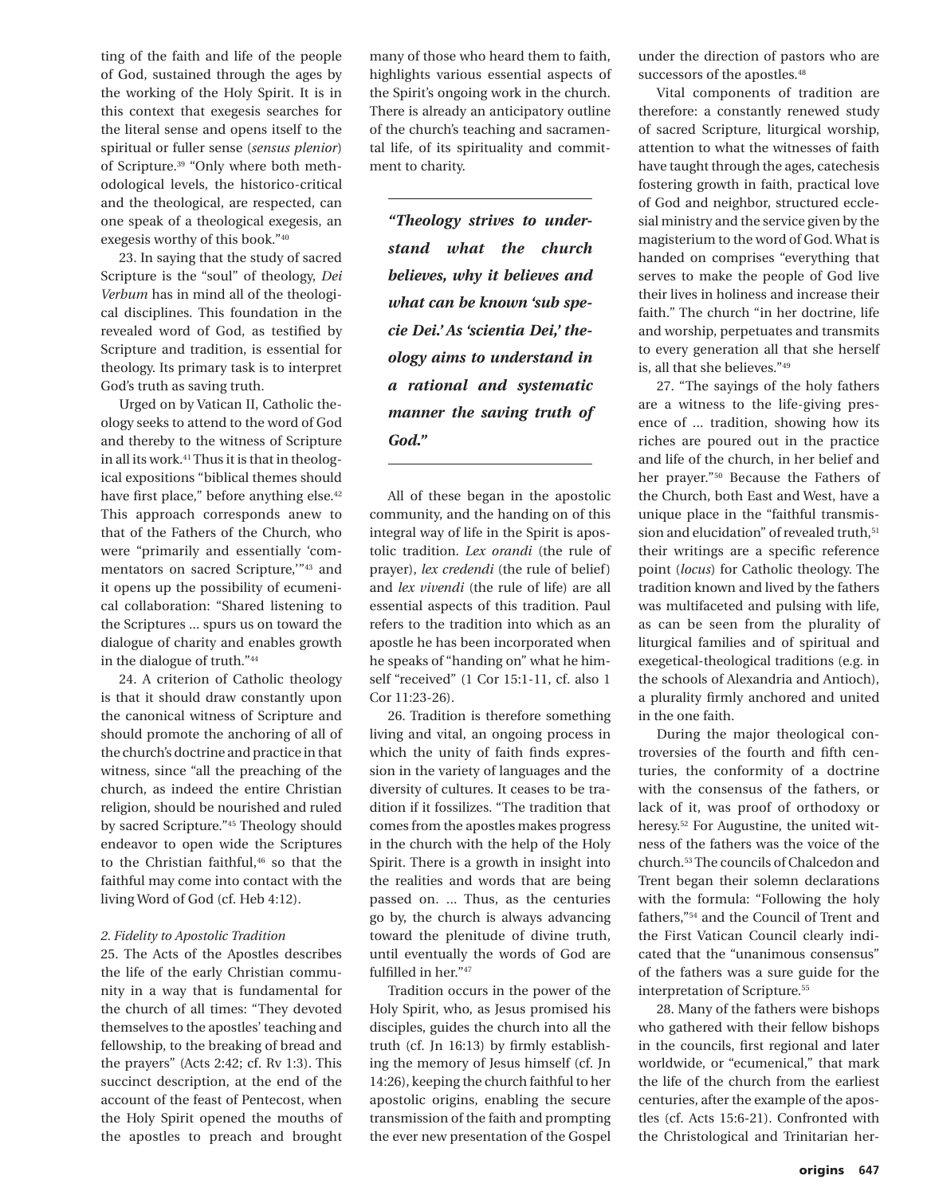ting of the faith and life of the people of God, sustained through the ages by the working of the Holy Spirit. It is in this context that exegesis searches for the literal sense and opens itself to the spiritual or fuller sense (*sensus plenior*) of Scripture.[39] "Only where both methodological levels, the historico-critical and the theological, are respected, can one speak of a theological exegesis, an exegesis worthy of this book."[40]

23. In saying that the study of sacred Scripture is the "soul" of theology, *Dei Verbum* has in mind all of the theological disciplines. This foundation in the revealed word of God, as testified by Scripture and tradition, is essential for theology. Its primary task is to interpret God's truth as saving truth.

Urged on by Vatican II, Catholic theology seeks to attend to the word of God and thereby to the witness of Scripture in all its work.[41] Thus it is that in theological expositions "biblical themes should have first place," before anything else.[42] This approach corresponds anew to that of the Fathers of the Church, who were "primarily and essentially 'commentators on sacred Scripture,'"[43] and it opens up the possibility of ecumenical collaboration: "Shared listening to the Scriptures ... spurs us on toward the dialogue of charity and enables growth in the dialogue of truth."[44]

24. A criterion of Catholic theology is that it should draw constantly upon the canonical witness of Scripture and should promote the anchoring of all of the church's doctrine and practice in that witness, since "all the preaching of the church, as indeed the entire Christian religion, should be nourished and ruled by sacred Scripture."[45] Theology should endeavor to open wide the Scriptures to the Christian faithful,[46] so that the faithful may come into contact with the living Word of God (cf. Heb 4:12).

*2. Fidelity to Apostolic Tradition*

25. The Acts of the Apostles describes the life of the early Christian community in a way that is fundamental for the church of all times: "They devoted themselves to the apostles' teaching and fellowship, to the breaking of bread and the prayers" (Acts 2:42; cf. Rv 1:3). This succinct description, at the end of the account of the feast of Pentecost, when the Holy Spirit opened the mouths of the apostles to preach and brought many of those who heard them to faith, highlights various essential aspects of the Spirit's ongoing work in the church. There is already an anticipatory outline of the church's teaching and sacramental life, of its spirituality and commitment to charity.

> ***"Theology strives to understand what the church believes, why it believes and what can be known 'sub specie Dei.' As 'scientia Dei,' theology aims to understand in a rational and systematic manner the saving truth of God."***

All of these began in the apostolic community, and the handing on of this integral way of life in the Spirit is apostolic tradition. *Lex orandi* (the rule of prayer), *lex credendi* (the rule of belief) and *lex vivendi* (the rule of life) are all essential aspects of this tradition. Paul refers to the tradition into which as an apostle he has been incorporated when he speaks of "handing on" what he himself "received" (1 Cor 15:1-11, cf. also 1 Cor 11:23-26).

26. Tradition is therefore something living and vital, an ongoing process in which the unity of faith finds expression in the variety of languages and the diversity of cultures. It ceases to be tradition if it fossilizes. "The tradition that comes from the apostles makes progress in the church with the help of the Holy Spirit. There is a growth in insight into the realities and words that are being passed on. ... Thus, as the centuries go by, the church is always advancing toward the plenitude of divine truth, until eventually the words of God are fulfilled in her."[47]

Tradition occurs in the power of the Holy Spirit, who, as Jesus promised his disciples, guides the church into all the truth (cf. Jn 16:13) by firmly establishing the memory of Jesus himself (cf. Jn 14:26), keeping the church faithful to her apostolic origins, enabling the secure transmission of the faith and prompting the ever new presentation of the Gospel under the direction of pastors who are successors of the apostles.[48]

Vital components of tradition are therefore: a constantly renewed study of sacred Scripture, liturgical worship, attention to what the witnesses of faith have taught through the ages, catechesis fostering growth in faith, practical love of God and neighbor, structured ecclesial ministry and the service given by the magisterium to the word of God. What is handed on comprises "everything that serves to make the people of God live their lives in holiness and increase their faith." The church "in her doctrine, life and worship, perpetuates and transmits to every generation all that she herself is, all that she believes."[49]

27. "The sayings of the holy fathers are a witness to the life-giving presence of ... tradition, showing how its riches are poured out in the practice and life of the church, in her belief and her prayer."[50] Because the Fathers of the Church, both East and West, have a unique place in the "faithful transmission and elucidation" of revealed truth,[51] their writings are a specific reference point (*locus*) for Catholic theology. The tradition known and lived by the fathers was multifaceted and pulsing with life, as can be seen from the plurality of liturgical families and of spiritual and exegetical-theological traditions (e.g. in the schools of Alexandria and Antioch), a plurality firmly anchored and united in the one faith.

During the major theological controversies of the fourth and fifth centuries, the conformity of a doctrine with the consensus of the fathers, or lack of it, was proof of orthodoxy or heresy.[52] For Augustine, the united witness of the fathers was the voice of the church.[53] The councils of Chalcedon and Trent began their solemn declarations with the formula: "Following the holy fathers,"[54] and the Council of Trent and the First Vatican Council clearly indicated that the "unanimous consensus" of the fathers was a sure guide for the interpretation of Scripture.[55]

28. Many of the fathers were bishops who gathered with their fellow bishops in the councils, first regional and later worldwide, or "ecumenical," that mark the life of the church from the earliest centuries, after the example of the apostles (cf. Acts 15:6-21). Confronted with the Christological and Trinitarian her-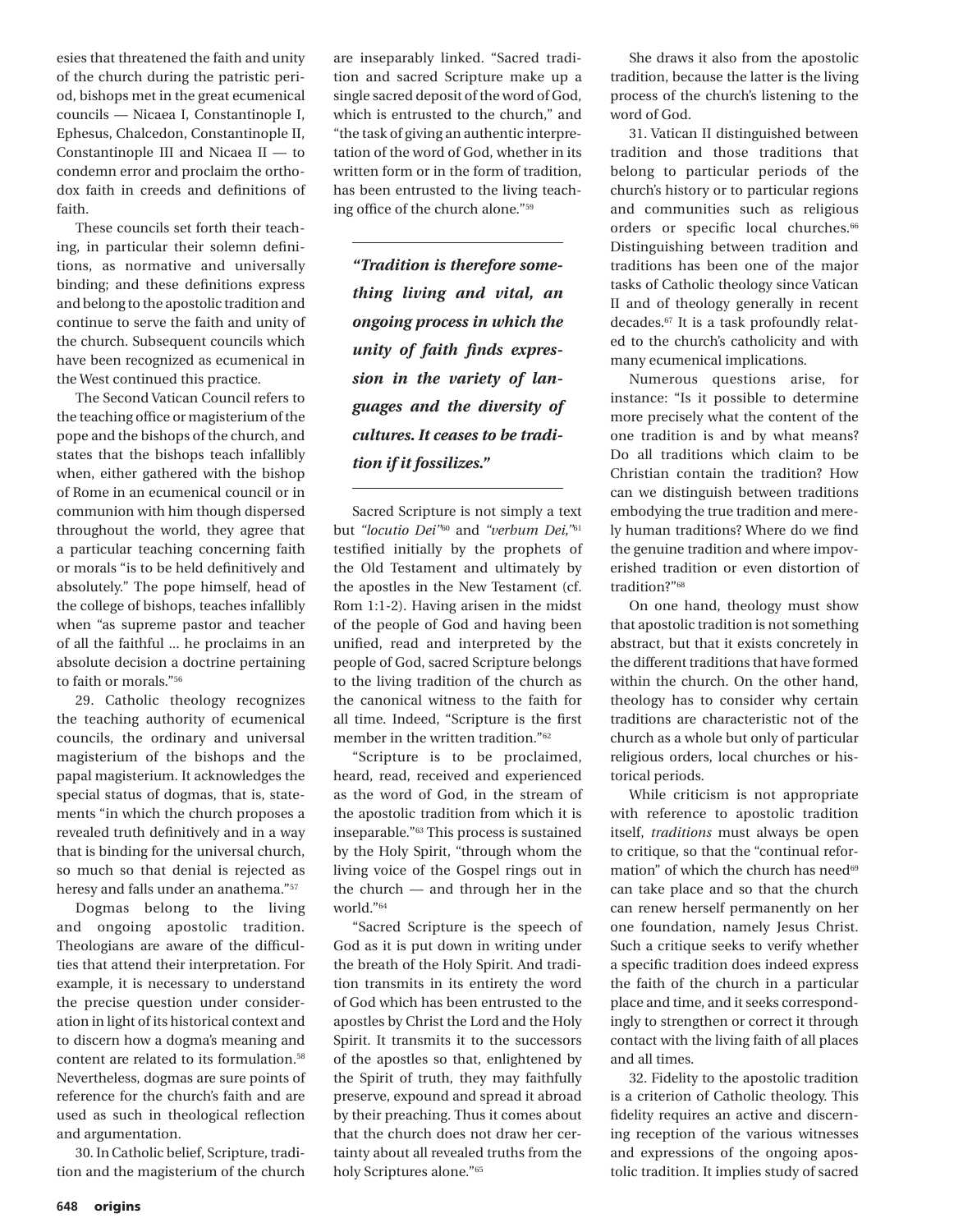esies that threatened the faith and unity of the church during the patristic period, bishops met in the great ecumenical councils — Nicaea I, Constantinople I, Ephesus, Chalcedon, Constantinople II, Constantinople III and Nicaea II — to condemn error and proclaim the orthodox faith in creeds and definitions of faith.

These councils set forth their teaching, in particular their solemn definitions, as normative and universally binding; and these definitions express and belong to the apostolic tradition and continue to serve the faith and unity of the church. Subsequent councils which have been recognized as ecumenical in the West continued this practice.

The Second Vatican Council refers to the teaching office or magisterium of the pope and the bishops of the church, and states that the bishops teach infallibly when, either gathered with the bishop of Rome in an ecumenical council or in communion with him though dispersed throughout the world, they agree that a particular teaching concerning faith or morals "is to be held definitively and absolutely." The pope himself, head of the college of bishops, teaches infallibly when "as supreme pastor and teacher of all the faithful ... he proclaims in an absolute decision a doctrine pertaining to faith or morals."[56]

29. Catholic theology recognizes the teaching authority of ecumenical councils, the ordinary and universal magisterium of the bishops and the papal magisterium. It acknowledges the special status of dogmas, that is, statements "in which the church proposes a revealed truth definitively and in a way that is binding for the universal church, so much so that denial is rejected as heresy and falls under an anathema."[57]

Dogmas belong to the living and ongoing apostolic tradition. Theologians are aware of the difficulties that attend their interpretation. For example, it is necessary to understand the precise question under consideration in light of its historical context and to discern how a dogma's meaning and content are related to its formulation.[58] Nevertheless, dogmas are sure points of reference for the church's faith and are used as such in theological reflection and argumentation.

30. In Catholic belief, Scripture, tradition and the magisterium of the church are inseparably linked. "Sacred tradition and sacred Scripture make up a single sacred deposit of the word of God, which is entrusted to the church," and "the task of giving an authentic interpretation of the word of God, whether in its written form or in the form of tradition, has been entrusted to the living teaching office of the church alone."[59]

> ***"Tradition is therefore something living and vital, an ongoing process in which the unity of faith finds expression in the variety of languages and the diversity of cultures. It ceases to be tradition if it fossilizes."***

Sacred Scripture is not simply a text but *"locutio Dei"*[60] and *"verbum Dei,"*[61] testified initially by the prophets of the Old Testament and ultimately by the apostles in the New Testament (cf. Rom 1:1-2). Having arisen in the midst of the people of God and having been unified, read and interpreted by the people of God, sacred Scripture belongs to the living tradition of the church as the canonical witness to the faith for all time. Indeed, "Scripture is the first member in the written tradition."[62]

"Scripture is to be proclaimed, heard, read, received and experienced as the word of God, in the stream of the apostolic tradition from which it is inseparable."[63] This process is sustained by the Holy Spirit, "through whom the living voice of the Gospel rings out in the church — and through her in the world."[64]

"Sacred Scripture is the speech of God as it is put down in writing under the breath of the Holy Spirit. And tradition transmits in its entirety the word of God which has been entrusted to the apostles by Christ the Lord and the Holy Spirit. It transmits it to the successors of the apostles so that, enlightened by the Spirit of truth, they may faithfully preserve, expound and spread it abroad by their preaching. Thus it comes about that the church does not draw her certainty about all revealed truths from the holy Scriptures alone."[65]

She draws it also from the apostolic tradition, because the latter is the living process of the church's listening to the word of God.

31. Vatican II distinguished between tradition and those traditions that belong to particular periods of the church's history or to particular regions and communities such as religious orders or specific local churches.[66] Distinguishing between tradition and traditions has been one of the major tasks of Catholic theology since Vatican II and of theology generally in recent decades.[67] It is a task profoundly related to the church's catholicity and with many ecumenical implications.

Numerous questions arise, for instance: "Is it possible to determine more precisely what the content of the one tradition is and by what means? Do all traditions which claim to be Christian contain the tradition? How can we distinguish between traditions embodying the true tradition and merely human traditions? Where do we find the genuine tradition and where impoverished tradition or even distortion of tradition?"[68]

On one hand, theology must show that apostolic tradition is not something abstract, but that it exists concretely in the different traditions that have formed within the church. On the other hand, theology has to consider why certain traditions are characteristic not of the church as a whole but only of particular religious orders, local churches or historical periods.

While criticism is not appropriate with reference to apostolic tradition itself, *traditions* must always be open to critique, so that the "continual reformation" of which the church has need[69] can take place and so that the church can renew herself permanently on her one foundation, namely Jesus Christ. Such a critique seeks to verify whether a specific tradition does indeed express the faith of the church in a particular place and time, and it seeks correspondingly to strengthen or correct it through contact with the living faith of all places and all times.

32. Fidelity to the apostolic tradition is a criterion of Catholic theology. This fidelity requires an active and discerning reception of the various witnesses and expressions of the ongoing apostolic tradition. It implies study of sacred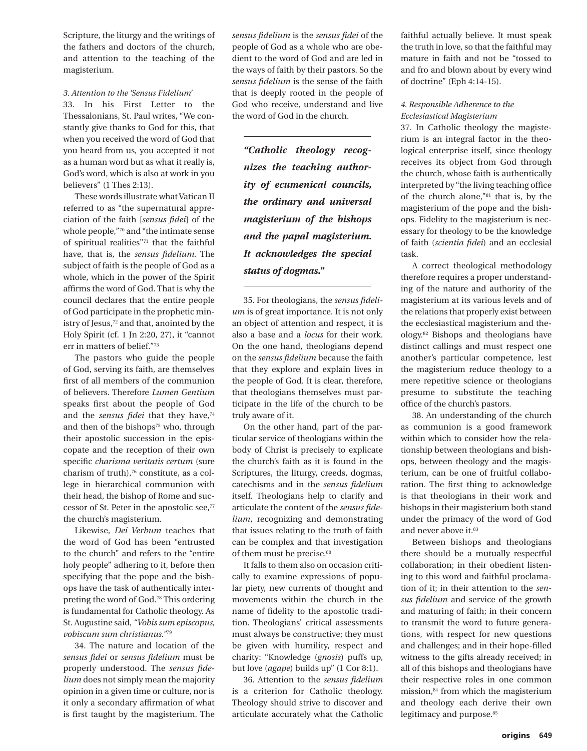Scripture, the liturgy and the writings of the fathers and doctors of the church, and attention to the teaching of the magisterium.

### *3. Attention to the 'Sensus Fidelium'*

33. In his First Letter to the Thessalonians, St. Paul writes, "We constantly give thanks to God for this, that when you received the word of God that you heard from us, you accepted it not as a human word but as what it really is, God's word, which is also at work in you believers" (1 Thes 2:13).

These words illustrate what Vatican II referred to as "the supernatural appreciation of the faith [*sensus fidei*] of the whole people,"[70] and "the intimate sense of spiritual realities"[71] that the faithful have, that is, the *sensus fidelium*. The subject of faith is the people of God as a whole, which in the power of the Spirit affirms the word of God. That is why the council declares that the entire people of God participate in the prophetic ministry of Jesus,[72] and that, anointed by the Holy Spirit (cf. 1 Jn 2:20, 27), it "cannot err in matters of belief."[73]

The pastors who guide the people of God, serving its faith, are themselves first of all members of the communion of believers. Therefore *Lumen Gentium* speaks first about the people of God and the *sensus fidei* that they have,[74] and then of the bishops[75] who, through their apostolic succession in the episcopate and the reception of their own specific *charisma veritatis certum* (sure charism of truth),[76] constitute, as a college in hierarchical communion with their head, the bishop of Rome and successor of St. Peter in the apostolic see,[77] the church's magisterium.

Likewise, *Dei Verbum* teaches that the word of God has been "entrusted to the church" and refers to the "entire holy people" adhering to it, before then specifying that the pope and the bishops have the task of authentically interpreting the word of God.[78] This ordering is fundamental for Catholic theology. As St. Augustine said, *"Vobis sum episcopus, vobiscum sum christianus."*[79]

34. The nature and location of the *sensus fidei* or *sensus fidelium* must be properly understood. The *sensus fidelium* does not simply mean the majority opinion in a given time or culture, nor is it only a secondary affirmation of what is first taught by the magisterium. The *sensus fidelium* is the *sensus fidei* of the people of God as a whole who are obedient to the word of God and are led in the ways of faith by their pastors. So the *sensus fidelium* is the sense of the faith that is deeply rooted in the people of God who receive, understand and live the word of God in the church.

> ***"Catholic theology recognizes the teaching authority of ecumenical councils, the ordinary and universal magisterium of the bishops and the papal magisterium. It acknowledges the special status of dogmas."***

35. For theologians, the *sensus fidelium* is of great importance. It is not only an object of attention and respect, it is also a base and a *locus* for their work. On the one hand, theologians depend on the *sensus fidelium* because the faith that they explore and explain lives in the people of God. It is clear, therefore, that theologians themselves must participate in the life of the church to be truly aware of it.

On the other hand, part of the particular service of theologians within the body of Christ is precisely to explicate the church's faith as it is found in the Scriptures, the liturgy, creeds, dogmas, catechisms and in the *sensus fidelium* itself. Theologians help to clarify and articulate the content of the *sensus fidelium*, recognizing and demonstrating that issues relating to the truth of faith can be complex and that investigation of them must be precise.[80]

It falls to them also on occasion critically to examine expressions of popular piety, new currents of thought and movements within the church in the name of fidelity to the apostolic tradition. Theologians' critical assessments must always be constructive; they must be given with humility, respect and charity: "Knowledge (*gnosis*) puffs up, but love (*agape*) builds up" (1 Cor 8:1).

36. Attention to the *sensus fidelium* is a criterion for Catholic theology. Theology should strive to discover and articulate accurately what the Catholic faithful actually believe. It must speak the truth in love, so that the faithful may mature in faith and not be "tossed to and fro and blown about by every wind of doctrine" (Eph 4:14-15).

### *4. Responsible Adherence to the Ecclesiastical Magisterium*

37. In Catholic theology the magisterium is an integral factor in the theological enterprise itself, since theology receives its object from God through the church, whose faith is authentically interpreted by "the living teaching office of the church alone,"[81] that is, by the magisterium of the pope and the bishops. Fidelity to the magisterium is necessary for theology to be the knowledge of faith (*scientia fidei*) and an ecclesial task.

A correct theological methodology therefore requires a proper understanding of the nature and authority of the magisterium at its various levels and of the relations that properly exist between the ecclesiastical magisterium and theology.[82] Bishops and theologians have distinct callings and must respect one another's particular competence, lest the magisterium reduce theology to a mere repetitive science or theologians presume to substitute the teaching office of the church's pastors.

38. An understanding of the church as communion is a good framework within which to consider how the relationship between theologians and bishops, between theology and the magisterium, can be one of fruitful collaboration. The first thing to acknowledge is that theologians in their work and bishops in their magisterium both stand under the primacy of the word of God and never above it.[83]

Between bishops and theologians there should be a mutually respectful collaboration; in their obedient listening to this word and faithful proclamation of it; in their attention to the *sensus fidelium* and service of the growth and maturing of faith; in their concern to transmit the word to future generations, with respect for new questions and challenges; and in their hope-filled witness to the gifts already received; in all of this bishops and theologians have their respective roles in one common mission,[84] from which the magisterium and theology each derive their own legitimacy and purpose.[85]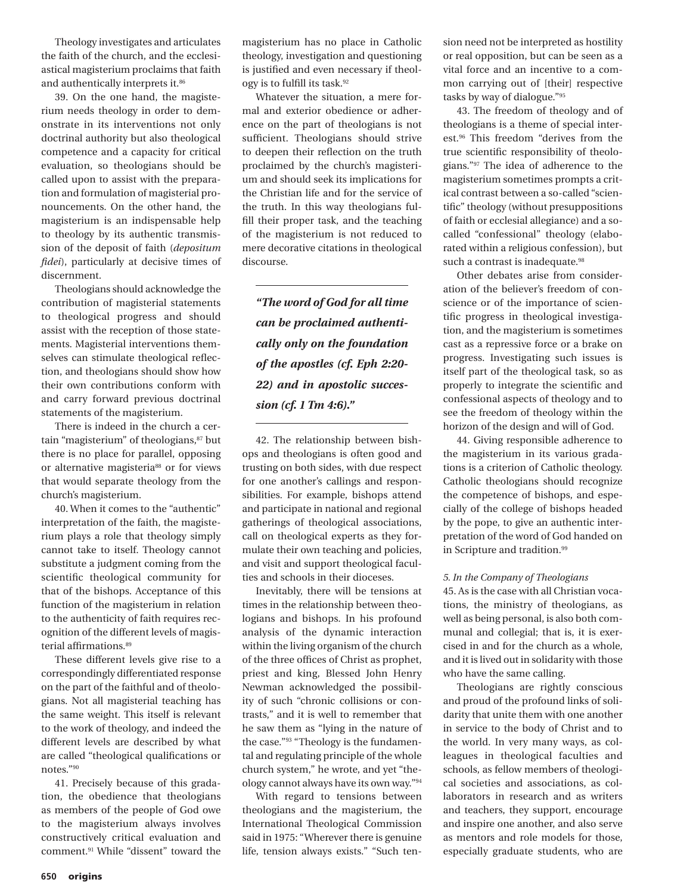Theology investigates and articulates the faith of the church, and the ecclesiastical magisterium proclaims that faith and authentically interprets it.[86]

39. On the one hand, the magisterium needs theology in order to demonstrate in its interventions not only doctrinal authority but also theological competence and a capacity for critical evaluation, so theologians should be called upon to assist with the preparation and formulation of magisterial pronouncements. On the other hand, the magisterium is an indispensable help to theology by its authentic transmission of the deposit of faith (*depositum fidei*), particularly at decisive times of discernment.

Theologians should acknowledge the contribution of magisterial statements to theological progress and should assist with the reception of those statements. Magisterial interventions themselves can stimulate theological reflection, and theologians should show how their own contributions conform with and carry forward previous doctrinal statements of the magisterium.

There is indeed in the church a certain "magisterium" of theologians,[87] but there is no place for parallel, opposing or alternative magisteria[88] or for views that would separate theology from the church's magisterium.

40. When it comes to the "authentic" interpretation of the faith, the magisterium plays a role that theology simply cannot take to itself. Theology cannot substitute a judgment coming from the scientific theological community for that of the bishops. Acceptance of this function of the magisterium in relation to the authenticity of faith requires recognition of the different levels of magisterial affirmations.[89]

These different levels give rise to a correspondingly differentiated response on the part of the faithful and of theologians. Not all magisterial teaching has the same weight. This itself is relevant to the work of theology, and indeed the different levels are described by what are called "theological qualifications or notes."[90]

41. Precisely because of this gradation, the obedience that theologians as members of the people of God owe to the magisterium always involves constructively critical evaluation and comment.[91] While "dissent" toward the magisterium has no place in Catholic theology, investigation and questioning is justified and even necessary if theology is to fulfill its task.[92]

Whatever the situation, a mere formal and exterior obedience or adherence on the part of theologians is not sufficient. Theologians should strive to deepen their reflection on the truth proclaimed by the church's magisterium and should seek its implications for the Christian life and for the service of the truth. In this way theologians fulfill their proper task, and the teaching of the magisterium is not reduced to mere decorative citations in theological discourse.

***"The word of God for all time can be proclaimed authentically only on the foundation of the apostles (cf. Eph 2:20-22) and in apostolic succession (cf. 1 Tm 4:6)."***

42. The relationship between bishops and theologians is often good and trusting on both sides, with due respect for one another's callings and responsibilities. For example, bishops attend and participate in national and regional gatherings of theological associations, call on theological experts as they formulate their own teaching and policies, and visit and support theological faculties and schools in their dioceses.

Inevitably, there will be tensions at times in the relationship between theologians and bishops. In his profound analysis of the dynamic interaction within the living organism of the church of the three offices of Christ as prophet, priest and king, Blessed John Henry Newman acknowledged the possibility of such "chronic collisions or contrasts," and it is well to remember that he saw them as "lying in the nature of the case."[93] "Theology is the fundamental and regulating principle of the whole church system," he wrote, and yet "theology cannot always have its own way."[94]

With regard to tensions between theologians and the magisterium, the International Theological Commission said in 1975: "Wherever there is genuine life, tension always exists." "Such tension need not be interpreted as hostility or real opposition, but can be seen as a vital force and an incentive to a common carrying out of [their] respective tasks by way of dialogue."[95]

43. The freedom of theology and of theologians is a theme of special interest.[96] This freedom "derives from the true scientific responsibility of theologians."[97] The idea of adherence to the magisterium sometimes prompts a critical contrast between a so-called "scientific" theology (without presuppositions of faith or ecclesial allegiance) and a so-called "confessional" theology (elaborated within a religious confession), but such a contrast is inadequate.[98]

Other debates arise from consideration of the believer's freedom of conscience or of the importance of scientific progress in theological investigation, and the magisterium is sometimes cast as a repressive force or a brake on progress. Investigating such issues is itself part of the theological task, so as properly to integrate the scientific and confessional aspects of theology and to see the freedom of theology within the horizon of the design and will of God.

44. Giving responsible adherence to the magisterium in its various gradations is a criterion of Catholic theology. Catholic theologians should recognize the competence of bishops, and especially of the college of bishops headed by the pope, to give an authentic interpretation of the word of God handed on in Scripture and tradition.[99]

*5. In the Company of Theologians*

45. As is the case with all Christian vocations, the ministry of theologians, as well as being personal, is also both communal and collegial; that is, it is exercised in and for the church as a whole, and it is lived out in solidarity with those who have the same calling.

Theologians are rightly conscious and proud of the profound links of solidarity that unite them with one another in service to the body of Christ and to the world. In very many ways, as colleagues in theological faculties and schools, as fellow members of theological societies and associations, as collaborators in research and as writers and teachers, they support, encourage and inspire one another, and also serve as mentors and role models for those, especially graduate students, who are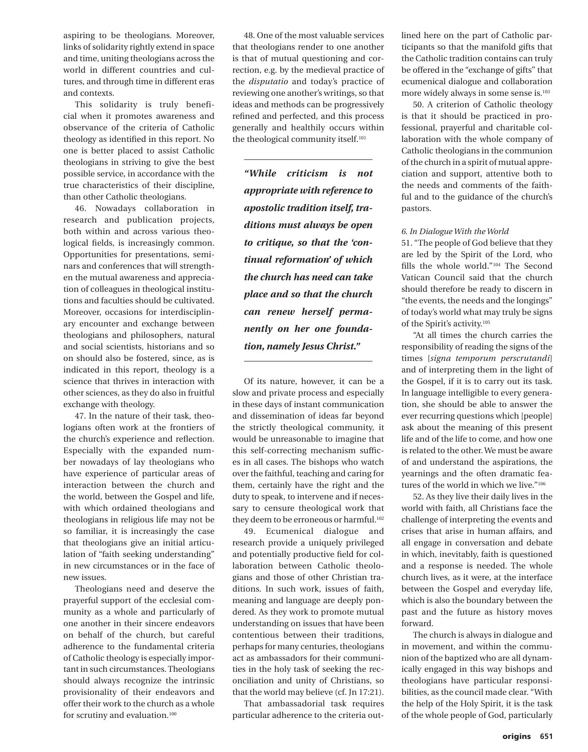aspiring to be theologians. Moreover, links of solidarity rightly extend in space and time, uniting theologians across the world in different countries and cultures, and through time in different eras and contexts.

This solidarity is truly beneficial when it promotes awareness and observance of the criteria of Catholic theology as identified in this report. No one is better placed to assist Catholic theologians in striving to give the best possible service, in accordance with the true characteristics of their discipline, than other Catholic theologians.

46. Nowadays collaboration in research and publication projects, both within and across various theological fields, is increasingly common. Opportunities for presentations, seminars and conferences that will strengthen the mutual awareness and appreciation of colleagues in theological institutions and faculties should be cultivated. Moreover, occasions for interdisciplinary encounter and exchange between theologians and philosophers, natural and social scientists, historians and so on should also be fostered, since, as is indicated in this report, theology is a science that thrives in interaction with other sciences, as they do also in fruitful exchange with theology.

47. In the nature of their task, theologians often work at the frontiers of the church's experience and reflection. Especially with the expanded number nowadays of lay theologians who have experience of particular areas of interaction between the church and the world, between the Gospel and life, with which ordained theologians and theologians in religious life may not be so familiar, it is increasingly the case that theologians give an initial articulation of "faith seeking understanding" in new circumstances or in the face of new issues.

Theologians need and deserve the prayerful support of the ecclesial community as a whole and particularly of one another in their sincere endeavors on behalf of the church, but careful adherence to the fundamental criteria of Catholic theology is especially important in such circumstances. Theologians should always recognize the intrinsic provisionality of their endeavors and offer their work to the church as a whole for scrutiny and evaluation.[100]

48. One of the most valuable services that theologians render to one another is that of mutual questioning and correction, e.g. by the medieval practice of the *disputatio* and today's practice of reviewing one another's writings, so that ideas and methods can be progressively refined and perfected, and this process generally and healthily occurs within the theological community itself.[101]

> ***"While criticism is not appropriate with reference to apostolic tradition itself, traditions must always be open to critique, so that the 'continual reformation' of which the church has need can take place and so that the church can renew herself permanently on her one foundation, namely Jesus Christ."***

Of its nature, however, it can be a slow and private process and especially in these days of instant communication and dissemination of ideas far beyond the strictly theological community, it would be unreasonable to imagine that this self-correcting mechanism suffices in all cases. The bishops who watch over the faithful, teaching and caring for them, certainly have the right and the duty to speak, to intervene and if necessary to censure theological work that they deem to be erroneous or harmful.[102]

49. Ecumenical dialogue and research provide a uniquely privileged and potentially productive field for collaboration between Catholic theologians and those of other Christian traditions. In such work, issues of faith, meaning and language are deeply pondered. As they work to promote mutual understanding on issues that have been contentious between their traditions, perhaps for many centuries, theologians act as ambassadors for their communities in the holy task of seeking the reconciliation and unity of Christians, so that the world may believe (cf. Jn 17:21).

That ambassadorial task requires particular adherence to the criteria outlined here on the part of Catholic participants so that the manifold gifts that the Catholic tradition contains can truly be offered in the "exchange of gifts" that ecumenical dialogue and collaboration more widely always in some sense is.[103]

50. A criterion of Catholic theology is that it should be practiced in professional, prayerful and charitable collaboration with the whole company of Catholic theologians in the communion of the church in a spirit of mutual appreciation and support, attentive both to the needs and comments of the faithful and to the guidance of the church's pastors.

#### *6. In Dialogue With the World*

51. "The people of God believe that they are led by the Spirit of the Lord, who fills the whole world."[104] The Second Vatican Council said that the church should therefore be ready to discern in "the events, the needs and the longings" of today's world what may truly be signs of the Spirit's activity.[105]

"At all times the church carries the responsibility of reading the signs of the times [*signa temporum perscrutandi*] and of interpreting them in the light of the Gospel, if it is to carry out its task. In language intelligible to every generation, she should be able to answer the ever recurring questions which [people] ask about the meaning of this present life and of the life to come, and how one is related to the other. We must be aware of and understand the aspirations, the yearnings and the often dramatic features of the world in which we live."[106]

52. As they live their daily lives in the world with faith, all Christians face the challenge of interpreting the events and crises that arise in human affairs, and all engage in conversation and debate in which, inevitably, faith is questioned and a response is needed. The whole church lives, as it were, at the interface between the Gospel and everyday life, which is also the boundary between the past and the future as history moves forward.

The church is always in dialogue and in movement, and within the communion of the baptized who are all dynamically engaged in this way bishops and theologians have particular responsibilities, as the council made clear. "With the help of the Holy Spirit, it is the task of the whole people of God, particularly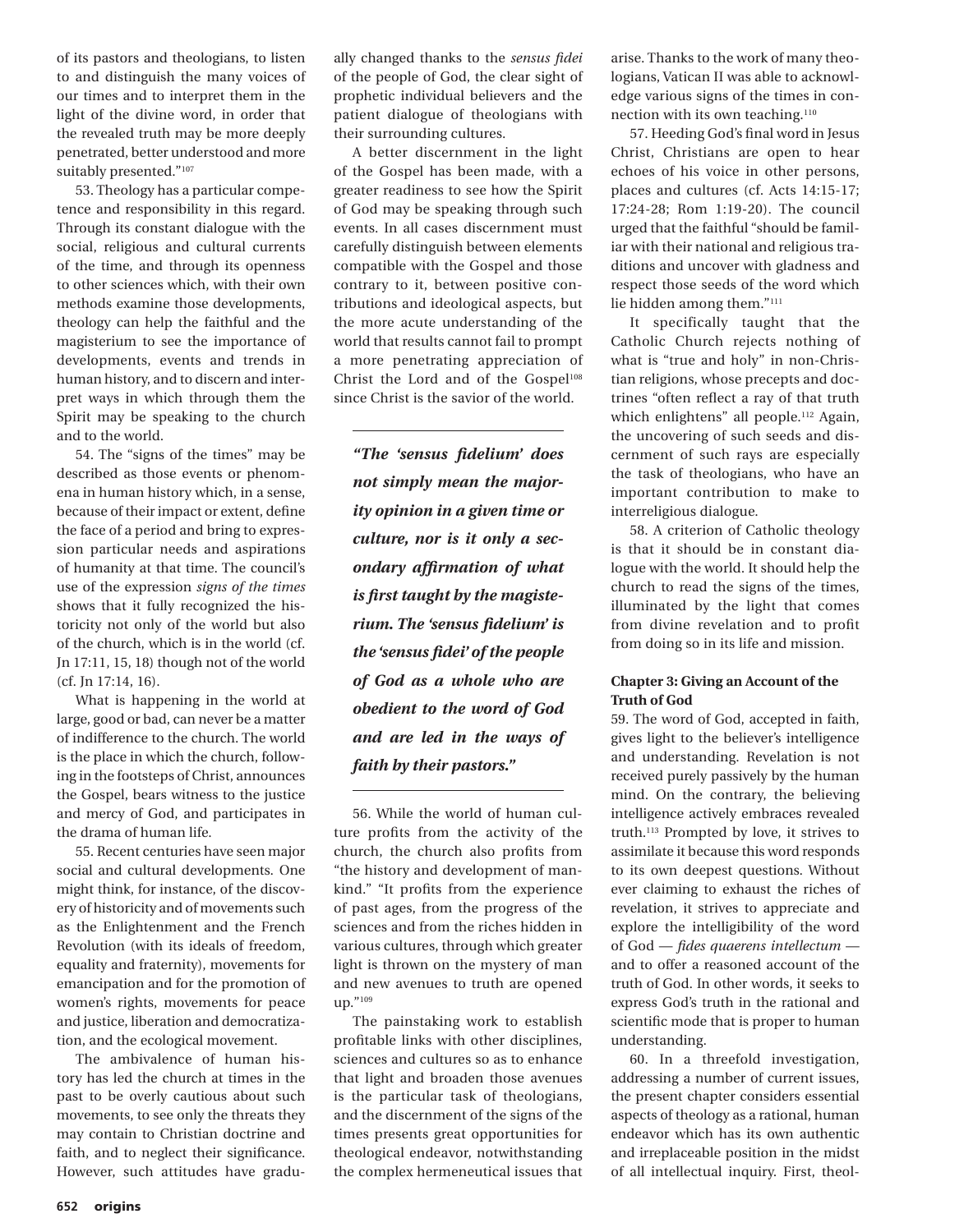of its pastors and theologians, to listen to and distinguish the many voices of our times and to interpret them in the light of the divine word, in order that the revealed truth may be more deeply penetrated, better understood and more suitably presented."[107]

53. Theology has a particular competence and responsibility in this regard. Through its constant dialogue with the social, religious and cultural currents of the time, and through its openness to other sciences which, with their own methods examine those developments, theology can help the faithful and the magisterium to see the importance of developments, events and trends in human history, and to discern and interpret ways in which through them the Spirit may be speaking to the church and to the world.

54. The "signs of the times" may be described as those events or phenomena in human history which, in a sense, because of their impact or extent, define the face of a period and bring to expression particular needs and aspirations of humanity at that time. The council's use of the expression *signs of the times* shows that it fully recognized the historicity not only of the world but also of the church, which is in the world (cf. Jn 17:11, 15, 18) though not of the world (cf. Jn 17:14, 16).

What is happening in the world at large, good or bad, can never be a matter of indifference to the church. The world is the place in which the church, following in the footsteps of Christ, announces the Gospel, bears witness to the justice and mercy of God, and participates in the drama of human life.

55. Recent centuries have seen major social and cultural developments. One might think, for instance, of the discovery of historicity and of movements such as the Enlightenment and the French Revolution (with its ideals of freedom, equality and fraternity), movements for emancipation and for the promotion of women's rights, movements for peace and justice, liberation and democratization, and the ecological movement.

The ambivalence of human history has led the church at times in the past to be overly cautious about such movements, to see only the threats they may contain to Christian doctrine and faith, and to neglect their significance. However, such attitudes have gradually changed thanks to the *sensus fidei* of the people of God, the clear sight of prophetic individual believers and the patient dialogue of theologians with their surrounding cultures.

A better discernment in the light of the Gospel has been made, with a greater readiness to see how the Spirit of God may be speaking through such events. In all cases discernment must carefully distinguish between elements compatible with the Gospel and those contrary to it, between positive contributions and ideological aspects, but the more acute understanding of the world that results cannot fail to prompt a more penetrating appreciation of Christ the Lord and of the Gospel[108] since Christ is the savior of the world.

> ***"The 'sensus fidelium' does not simply mean the majority opinion in a given time or culture, nor is it only a secondary affirmation of what is first taught by the magisterium. The 'sensus fidelium' is the 'sensus fidei' of the people of God as a whole who are obedient to the word of God and are led in the ways of faith by their pastors."***

56. While the world of human culture profits from the activity of the church, the church also profits from "the history and development of mankind." "It profits from the experience of past ages, from the progress of the sciences and from the riches hidden in various cultures, through which greater light is thrown on the mystery of man and new avenues to truth are opened up."[109]

The painstaking work to establish profitable links with other disciplines, sciences and cultures so as to enhance that light and broaden those avenues is the particular task of theologians, and the discernment of the signs of the times presents great opportunities for theological endeavor, notwithstanding the complex hermeneutical issues that arise. Thanks to the work of many theologians, Vatican II was able to acknowledge various signs of the times in connection with its own teaching.[110]

57. Heeding God's final word in Jesus Christ, Christians are open to hear echoes of his voice in other persons, places and cultures (cf. Acts 14:15-17; 17:24-28; Rom 1:19-20). The council urged that the faithful "should be familiar with their national and religious traditions and uncover with gladness and respect those seeds of the word which lie hidden among them."[111]

It specifically taught that the Catholic Church rejects nothing of what is "true and holy" in non-Christian religions, whose precepts and doctrines "often reflect a ray of that truth which enlightens" all people.[112] Again, the uncovering of such seeds and discernment of such rays are especially the task of theologians, who have an important contribution to make to interreligious dialogue.

58. A criterion of Catholic theology is that it should be in constant dialogue with the world. It should help the church to read the signs of the times, illuminated by the light that comes from divine revelation and to profit from doing so in its life and mission.

**Chapter 3: Giving an Account of the Truth of God**

59. The word of God, accepted in faith, gives light to the believer's intelligence and understanding. Revelation is not received purely passively by the human mind. On the contrary, the believing intelligence actively embraces revealed truth.[113] Prompted by love, it strives to assimilate it because this word responds to its own deepest questions. Without ever claiming to exhaust the riches of revelation, it strives to appreciate and explore the intelligibility of the word of God — *fides quaerens intellectum* — and to offer a reasoned account of the truth of God. In other words, it seeks to express God's truth in the rational and scientific mode that is proper to human understanding.

60. In a threefold investigation, addressing a number of current issues, the present chapter considers essential aspects of theology as a rational, human endeavor which has its own authentic and irreplaceable position in the midst of all intellectual inquiry. First, theol-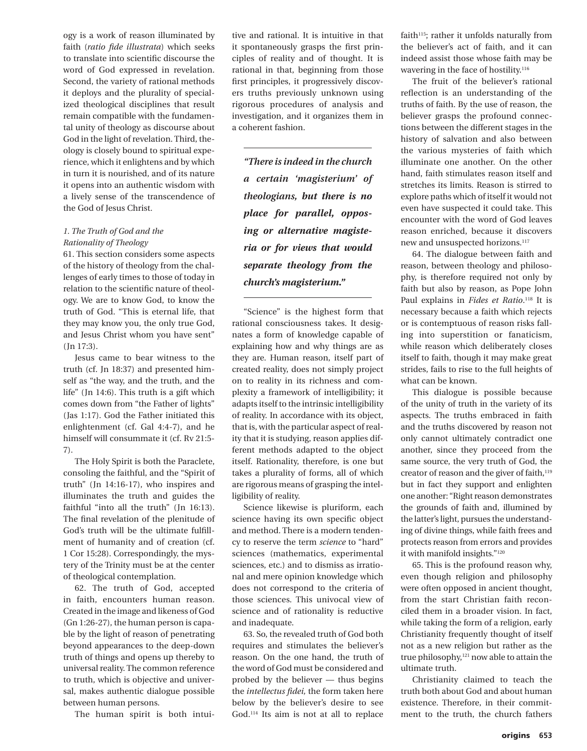ogy is a work of reason illuminated by faith (*ratio fide illustrata*) which seeks to translate into scientific discourse the word of God expressed in revelation. Second, the variety of rational methods it deploys and the plurality of specialized theological disciplines that result remain compatible with the fundamental unity of theology as discourse about God in the light of revelation. Third, theology is closely bound to spiritual experience, which it enlightens and by which in turn it is nourished, and of its nature it opens into an authentic wisdom with a lively sense of the transcendence of the God of Jesus Christ.

*1. The Truth of God and the Rationality of Theology*

61. This section considers some aspects of the history of theology from the challenges of early times to those of today in relation to the scientific nature of theology. We are to know God, to know the truth of God. "This is eternal life, that they may know you, the only true God, and Jesus Christ whom you have sent" (Jn 17:3).

Jesus came to bear witness to the truth (cf. Jn 18:37) and presented himself as "the way, and the truth, and the life" (Jn 14:6). This truth is a gift which comes down from "the Father of lights" (Jas 1:17). God the Father initiated this enlightenment (cf. Gal 4:4-7), and he himself will consummate it (cf. Rv 21:5-7).

The Holy Spirit is both the Paraclete, consoling the faithful, and the "Spirit of truth" (Jn 14:16-17), who inspires and illuminates the truth and guides the faithful "into all the truth" (Jn 16:13). The final revelation of the plenitude of God's truth will be the ultimate fulfillment of humanity and of creation (cf. 1 Cor 15:28). Correspondingly, the mystery of the Trinity must be at the center of theological contemplation.

62. The truth of God, accepted in faith, encounters human reason. Created in the image and likeness of God (Gn 1:26-27), the human person is capable by the light of reason of penetrating beyond appearances to the deep-down truth of things and opens up thereby to universal reality. The common reference to truth, which is objective and universal, makes authentic dialogue possible between human persons.

The human spirit is both intuitive and rational. It is intuitive in that it spontaneously grasps the first principles of reality and of thought. It is rational in that, beginning from those first principles, it progressively discovers truths previously unknown using rigorous procedures of analysis and investigation, and it organizes them in a coherent fashion.

***"There is indeed in the church a certain 'magisterium' of theologians, but there is no place for parallel, opposing or alternative magisteria or for views that would separate theology from the church's magisterium."***

"Science" is the highest form that rational consciousness takes. It designates a form of knowledge capable of explaining how and why things are as they are. Human reason, itself part of created reality, does not simply project on to reality in its richness and complexity a framework of intelligibility; it adapts itself to the intrinsic intelligibility of reality. In accordance with its object, that is, with the particular aspect of reality that it is studying, reason applies different methods adapted to the object itself. Rationality, therefore, is one but takes a plurality of forms, all of which are rigorous means of grasping the intelligibility of reality.

Science likewise is pluriform, each science having its own specific object and method. There is a modern tendency to reserve the term *science* to "hard" sciences (mathematics, experimental sciences, etc.) and to dismiss as irrational and mere opinion knowledge which does not correspond to the criteria of those sciences. This univocal view of science and of rationality is reductive and inadequate.

63. So, the revealed truth of God both requires and stimulates the believer's reason. On the one hand, the truth of the word of God must be considered and probed by the believer — thus begins the *intellectus fidei*, the form taken here below by the believer's desire to see God.[114] Its aim is not at all to replace faith[115]; rather it unfolds naturally from the believer's act of faith, and it can indeed assist those whose faith may be wavering in the face of hostility.[116]

The fruit of the believer's rational reflection is an understanding of the truths of faith. By the use of reason, the believer grasps the profound connections between the different stages in the history of salvation and also between the various mysteries of faith which illuminate one another. On the other hand, faith stimulates reason itself and stretches its limits. Reason is stirred to explore paths which of itself it would not even have suspected it could take. This encounter with the word of God leaves reason enriched, because it discovers new and unsuspected horizons.[117]

64. The dialogue between faith and reason, between theology and philosophy, is therefore required not only by faith but also by reason, as Pope John Paul explains in *Fides et Ratio*.[118] It is necessary because a faith which rejects or is contemptuous of reason risks falling into superstition or fanaticism, while reason which deliberately closes itself to faith, though it may make great strides, fails to rise to the full heights of what can be known.

This dialogue is possible because of the unity of truth in the variety of its aspects. The truths embraced in faith and the truths discovered by reason not only cannot ultimately contradict one another, since they proceed from the same source, the very truth of God, the creator of reason and the giver of faith,[119] but in fact they support and enlighten one another: "Right reason demonstrates the grounds of faith and, illumined by the latter's light, pursues the understanding of divine things, while faith frees and protects reason from errors and provides it with manifold insights."[120]

65. This is the profound reason why, even though religion and philosophy were often opposed in ancient thought, from the start Christian faith reconciled them in a broader vision. In fact, while taking the form of a religion, early Christianity frequently thought of itself not as a new religion but rather as the true philosophy,[121] now able to attain the ultimate truth.

Christianity claimed to teach the truth both about God and about human existence. Therefore, in their commitment to the truth, the church fathers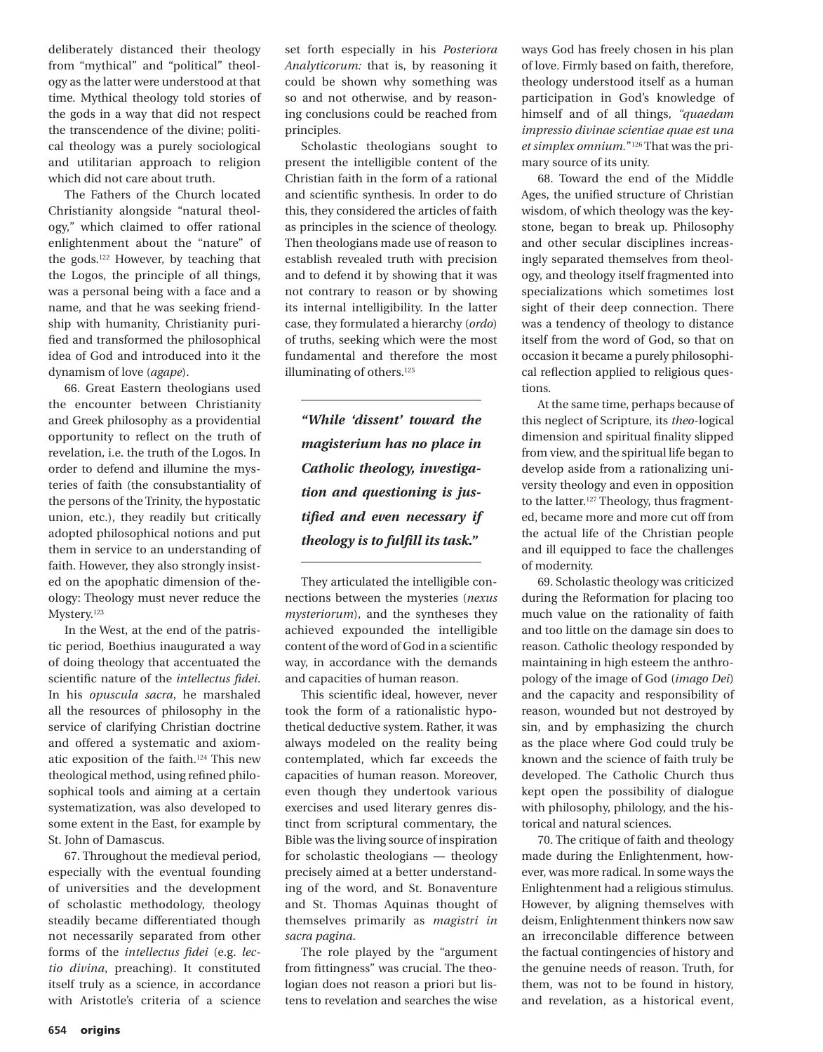deliberately distanced their theology from "mythical" and "political" theology as the latter were understood at that time. Mythical theology told stories of the gods in a way that did not respect the transcendence of the divine; political theology was a purely sociological and utilitarian approach to religion which did not care about truth.

The Fathers of the Church located Christianity alongside "natural theology," which claimed to offer rational enlightenment about the "nature" of the gods.[122] However, by teaching that the Logos, the principle of all things, was a personal being with a face and a name, and that he was seeking friendship with humanity, Christianity purified and transformed the philosophical idea of God and introduced into it the dynamism of love (*agape*).

66. Great Eastern theologians used the encounter between Christianity and Greek philosophy as a providential opportunity to reflect on the truth of revelation, i.e. the truth of the Logos. In order to defend and illumine the mysteries of faith (the consubstantiality of the persons of the Trinity, the hypostatic union, etc.), they readily but critically adopted philosophical notions and put them in service to an understanding of faith. However, they also strongly insisted on the apophatic dimension of theology: Theology must never reduce the Mystery.[123]

In the West, at the end of the patristic period, Boethius inaugurated a way of doing theology that accentuated the scientific nature of the *intellectus fidei*. In his *opuscula sacra*, he marshaled all the resources of philosophy in the service of clarifying Christian doctrine and offered a systematic and axiomatic exposition of the faith.[124] This new theological method, using refined philosophical tools and aiming at a certain systematization, was also developed to some extent in the East, for example by St. John of Damascus.

67. Throughout the medieval period, especially with the eventual founding of universities and the development of scholastic methodology, theology steadily became differentiated though not necessarily separated from other forms of the *intellectus fidei* (e.g. *lectio divina*, preaching). It constituted itself truly as a science, in accordance with Aristotle's criteria of a science set forth especially in his *Posteriora Analyticorum:* that is, by reasoning it could be shown why something was so and not otherwise, and by reasoning conclusions could be reached from principles.

Scholastic theologians sought to present the intelligible content of the Christian faith in the form of a rational and scientific synthesis. In order to do this, they considered the articles of faith as principles in the science of theology. Then theologians made use of reason to establish revealed truth with precision and to defend it by showing that it was not contrary to reason or by showing its internal intelligibility. In the latter case, they formulated a hierarchy (*ordo*) of truths, seeking which were the most fundamental and therefore the most illuminating of others.[125]

> ***"While 'dissent' toward the magisterium has no place in Catholic theology, investigation and questioning is justified and even necessary if theology is to fulfill its task."***

They articulated the intelligible connections between the mysteries (*nexus mysteriorum*), and the syntheses they achieved expounded the intelligible content of the word of God in a scientific way, in accordance with the demands and capacities of human reason.

This scientific ideal, however, never took the form of a rationalistic hypothetical deductive system. Rather, it was always modeled on the reality being contemplated, which far exceeds the capacities of human reason. Moreover, even though they undertook various exercises and used literary genres distinct from scriptural commentary, the Bible was the living source of inspiration for scholastic theologians — theology precisely aimed at a better understanding of the word, and St. Bonaventure and St. Thomas Aquinas thought of themselves primarily as *magistri in sacra pagina*.

The role played by the "argument from fittingness" was crucial. The theologian does not reason a priori but listens to revelation and searches the wise ways God has freely chosen in his plan of love. Firmly based on faith, therefore, theology understood itself as a human participation in God's knowledge of himself and of all things, *"quaedam impressio divinae scientiae quae est una et simplex omnium."*[126] That was the primary source of its unity.

68. Toward the end of the Middle Ages, the unified structure of Christian wisdom, of which theology was the keystone, began to break up. Philosophy and other secular disciplines increasingly separated themselves from theology, and theology itself fragmented into specializations which sometimes lost sight of their deep connection. There was a tendency of theology to distance itself from the word of God, so that on occasion it became a purely philosophical reflection applied to religious questions.

At the same time, perhaps because of this neglect of Scripture, its *theo*-logical dimension and spiritual finality slipped from view, and the spiritual life began to develop aside from a rationalizing university theology and even in opposition to the latter.[127] Theology, thus fragmented, became more and more cut off from the actual life of the Christian people and ill equipped to face the challenges of modernity.

69. Scholastic theology was criticized during the Reformation for placing too much value on the rationality of faith and too little on the damage sin does to reason. Catholic theology responded by maintaining in high esteem the anthropology of the image of God (*imago Dei*) and the capacity and responsibility of reason, wounded but not destroyed by sin, and by emphasizing the church as the place where God could truly be known and the science of faith truly be developed. The Catholic Church thus kept open the possibility of dialogue with philosophy, philology, and the historical and natural sciences.

70. The critique of faith and theology made during the Enlightenment, however, was more radical. In some ways the Enlightenment had a religious stimulus. However, by aligning themselves with deism, Enlightenment thinkers now saw an irreconcilable difference between the factual contingencies of history and the genuine needs of reason. Truth, for them, was not to be found in history, and revelation, as a historical event,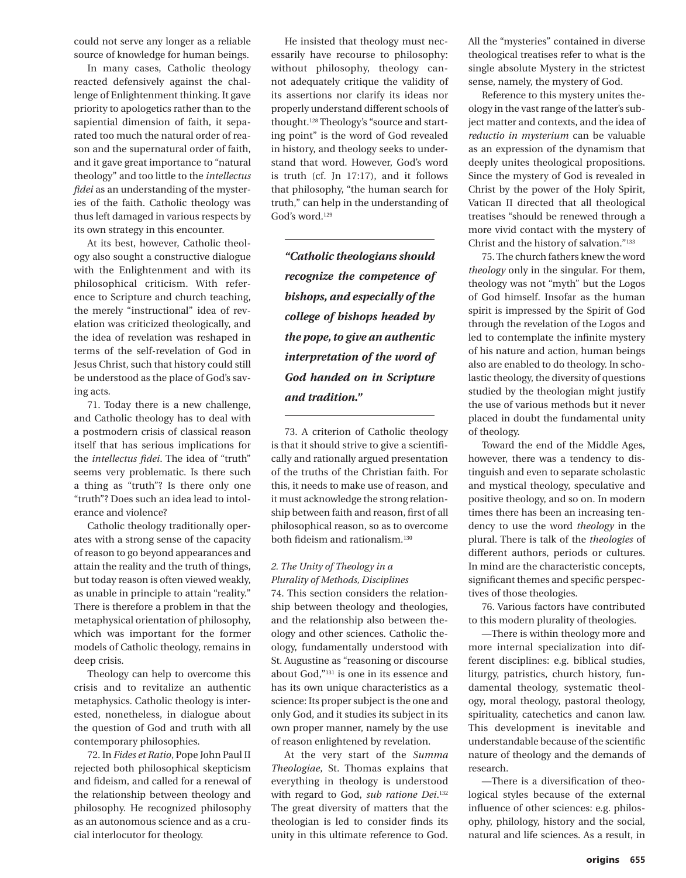could not serve any longer as a reliable source of knowledge for human beings.

In many cases, Catholic theology reacted defensively against the challenge of Enlightenment thinking. It gave priority to apologetics rather than to the sapiential dimension of faith, it separated too much the natural order of reason and the supernatural order of faith, and it gave great importance to "natural theology" and too little to the *intellectus fidei* as an understanding of the mysteries of the faith. Catholic theology was thus left damaged in various respects by its own strategy in this encounter.

At its best, however, Catholic theology also sought a constructive dialogue with the Enlightenment and with its philosophical criticism. With reference to Scripture and church teaching, the merely "instructional" idea of revelation was criticized theologically, and the idea of revelation was reshaped in terms of the self-revelation of God in Jesus Christ, such that history could still be understood as the place of God's saving acts.

71. Today there is a new challenge, and Catholic theology has to deal with a postmodern crisis of classical reason itself that has serious implications for the *intellectus fidei*. The idea of "truth" seems very problematic. Is there such a thing as "truth"? Is there only one "truth"? Does such an idea lead to intolerance and violence?

Catholic theology traditionally operates with a strong sense of the capacity of reason to go beyond appearances and attain the reality and the truth of things, but today reason is often viewed weakly, as unable in principle to attain "reality." There is therefore a problem in that the metaphysical orientation of philosophy, which was important for the former models of Catholic theology, remains in deep crisis.

Theology can help to overcome this crisis and to revitalize an authentic metaphysics. Catholic theology is interested, nonetheless, in dialogue about the question of God and truth with all contemporary philosophies.

72. In *Fides et Ratio*, Pope John Paul II rejected both philosophical skepticism and fideism, and called for a renewal of the relationship between theology and philosophy. He recognized philosophy as an autonomous science and as a crucial interlocutor for theology.

He insisted that theology must necessarily have recourse to philosophy: without philosophy, theology cannot adequately critique the validity of its assertions nor clarify its ideas nor properly understand different schools of thought.[128] Theology's "source and starting point" is the word of God revealed in history, and theology seeks to understand that word. However, God's word is truth (cf. Jn 17:17), and it follows that philosophy, "the human search for truth," can help in the understanding of God's word.[129]

> ***"Catholic theologians should recognize the competence of bishops, and especially of the college of bishops headed by the pope, to give an authentic interpretation of the word of God handed on in Scripture and tradition."***

73. A criterion of Catholic theology is that it should strive to give a scientifically and rationally argued presentation of the truths of the Christian faith. For this, it needs to make use of reason, and it must acknowledge the strong relationship between faith and reason, first of all philosophical reason, so as to overcome both fideism and rationalism.[130]

### *2. The Unity of Theology in a Plurality of Methods, Disciplines*

74. This section considers the relationship between theology and theologies, and the relationship also between theology and other sciences. Catholic theology, fundamentally understood with St. Augustine as "reasoning or discourse about God,"[131] is one in its essence and has its own unique characteristics as a science: Its proper subject is the one and only God, and it studies its subject in its own proper manner, namely by the use of reason enlightened by revelation.

At the very start of the *Summa Theologiae*, St. Thomas explains that everything in theology is understood with regard to God, *sub ratione Dei*.[132] The great diversity of matters that the theologian is led to consider finds its unity in this ultimate reference to God. All the "mysteries" contained in diverse theological treatises refer to what is the single absolute Mystery in the strictest sense, namely, the mystery of God.

Reference to this mystery unites theology in the vast range of the latter's subject matter and contexts, and the idea of *reductio in mysterium* can be valuable as an expression of the dynamism that deeply unites theological propositions. Since the mystery of God is revealed in Christ by the power of the Holy Spirit, Vatican II directed that all theological treatises "should be renewed through a more vivid contact with the mystery of Christ and the history of salvation."[133]

75. The church fathers knew the word *theology* only in the singular. For them, theology was not "myth" but the Logos of God himself. Insofar as the human spirit is impressed by the Spirit of God through the revelation of the Logos and led to contemplate the infinite mystery of his nature and action, human beings also are enabled to do theology. In scholastic theology, the diversity of questions studied by the theologian might justify the use of various methods but it never placed in doubt the fundamental unity of theology.

Toward the end of the Middle Ages, however, there was a tendency to distinguish and even to separate scholastic and mystical theology, speculative and positive theology, and so on. In modern times there has been an increasing tendency to use the word *theology* in the plural. There is talk of the *theologies* of different authors, periods or cultures. In mind are the characteristic concepts, significant themes and specific perspectives of those theologies.

76. Various factors have contributed to this modern plurality of theologies.

—There is within theology more and more internal specialization into different disciplines: e.g. biblical studies, liturgy, patristics, church history, fundamental theology, systematic theology, moral theology, pastoral theology, spirituality, catechetics and canon law. This development is inevitable and understandable because of the scientific nature of theology and the demands of research.

—There is a diversification of theological styles because of the external influence of other sciences: e.g. philosophy, philology, history and the social, natural and life sciences. As a result, in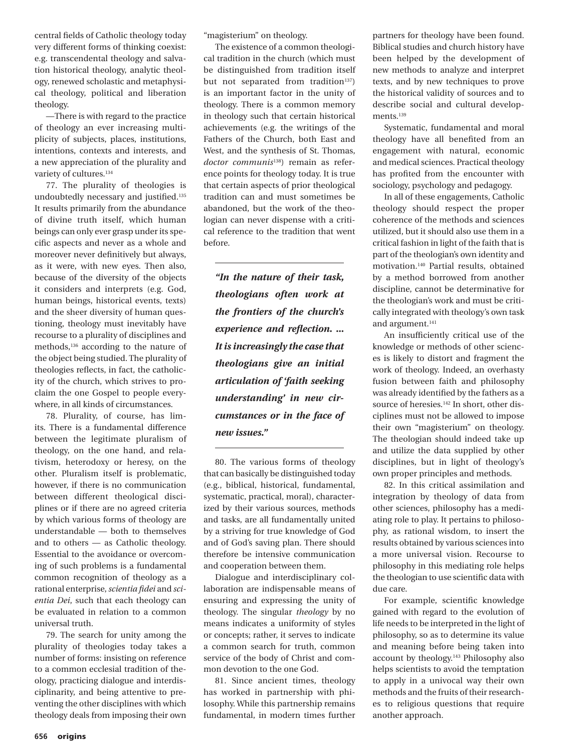central fields of Catholic theology today very different forms of thinking coexist: e.g. transcendental theology and salvation historical theology, analytic theology, renewed scholastic and metaphysical theology, political and liberation theology.

—There is with regard to the practice of theology an ever increasing multiplicity of subjects, places, institutions, intentions, contexts and interests, and a new appreciation of the plurality and variety of cultures.[134]

77. The plurality of theologies is undoubtedly necessary and justified.[135] It results primarily from the abundance of divine truth itself, which human beings can only ever grasp under its specific aspects and never as a whole and moreover never definitively but always, as it were, with new eyes. Then also, because of the diversity of the objects it considers and interprets (e.g. God, human beings, historical events, texts) and the sheer diversity of human questioning, theology must inevitably have recourse to a plurality of disciplines and methods,[136] according to the nature of the object being studied. The plurality of theologies reflects, in fact, the catholicity of the church, which strives to proclaim the one Gospel to people everywhere, in all kinds of circumstances.

78. Plurality, of course, has limits. There is a fundamental difference between the legitimate pluralism of theology, on the one hand, and relativism, heterodoxy or heresy, on the other. Pluralism itself is problematic, however, if there is no communication between different theological disciplines or if there are no agreed criteria by which various forms of theology are understandable — both to themselves and to others — as Catholic theology. Essential to the avoidance or overcoming of such problems is a fundamental common recognition of theology as a rational enterprise, *scientia fidei* and *scientia Dei*, such that each theology can be evaluated in relation to a common universal truth.

79. The search for unity among the plurality of theologies today takes a number of forms: insisting on reference to a common ecclesial tradition of theology, practicing dialogue and interdisciplinarity, and being attentive to preventing the other disciplines with which theology deals from imposing their own "magisterium" on theology.

The existence of a common theological tradition in the church (which must be distinguished from tradition itself but not separated from tradition[137]) is an important factor in the unity of theology. There is a common memory in theology such that certain historical achievements (e.g. the writings of the Fathers of the Church, both East and West, and the synthesis of St. Thomas, *doctor communis*[138]) remain as reference points for theology today. It is true that certain aspects of prior theological tradition can and must sometimes be abandoned, but the work of the theologian can never dispense with a critical reference to the tradition that went before.

***"In the nature of their task, theologians often work at the frontiers of the church's experience and reflection. ... It is increasingly the case that theologians give an initial articulation of 'faith seeking understanding' in new circumstances or in the face of new issues."***

80. The various forms of theology that can basically be distinguished today (e.g., biblical, historical, fundamental, systematic, practical, moral), characterized by their various sources, methods and tasks, are all fundamentally united by a striving for true knowledge of God and of God's saving plan. There should therefore be intensive communication and cooperation between them.

Dialogue and interdisciplinary collaboration are indispensable means of ensuring and expressing the unity of theology. The singular *theology* by no means indicates a uniformity of styles or concepts; rather, it serves to indicate a common search for truth, common service of the body of Christ and common devotion to the one God.

81. Since ancient times, theology has worked in partnership with philosophy. While this partnership remains fundamental, in modern times further partners for theology have been found. Biblical studies and church history have been helped by the development of new methods to analyze and interpret texts, and by new techniques to prove the historical validity of sources and to describe social and cultural developments.[139]

Systematic, fundamental and moral theology have all benefited from an engagement with natural, economic and medical sciences. Practical theology has profited from the encounter with sociology, psychology and pedagogy.

In all of these engagements, Catholic theology should respect the proper coherence of the methods and sciences utilized, but it should also use them in a critical fashion in light of the faith that is part of the theologian's own identity and motivation.[140] Partial results, obtained by a method borrowed from another discipline, cannot be determinative for the theologian's work and must be critically integrated with theology's own task and argument.[141]

An insufficiently critical use of the knowledge or methods of other sciences is likely to distort and fragment the work of theology. Indeed, an overhasty fusion between faith and philosophy was already identified by the fathers as a source of heresies.[142] In short, other disciplines must not be allowed to impose their own "magisterium" on theology. The theologian should indeed take up and utilize the data supplied by other disciplines, but in light of theology's own proper principles and methods.

82. In this critical assimilation and integration by theology of data from other sciences, philosophy has a mediating role to play. It pertains to philosophy, as rational wisdom, to insert the results obtained by various sciences into a more universal vision. Recourse to philosophy in this mediating role helps the theologian to use scientific data with due care.

For example, scientific knowledge gained with regard to the evolution of life needs to be interpreted in the light of philosophy, so as to determine its value and meaning before being taken into account by theology.[143] Philosophy also helps scientists to avoid the temptation to apply in a univocal way their own methods and the fruits of their researches to religious questions that require another approach.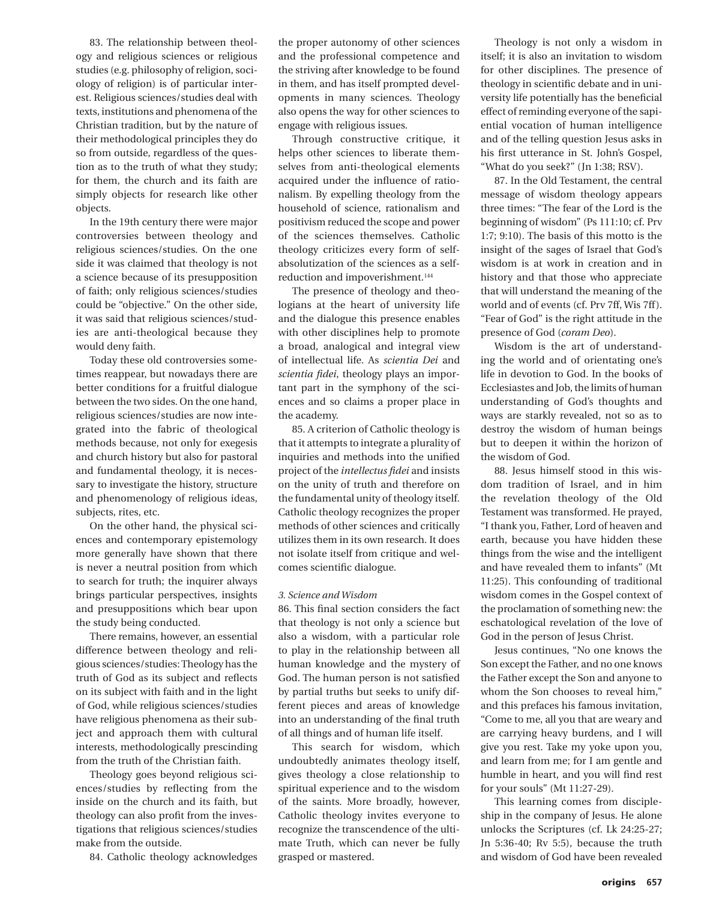83. The relationship between theology and religious sciences or religious studies (e.g. philosophy of religion, sociology of religion) is of particular interest. Religious sciences/studies deal with texts, institutions and phenomena of the Christian tradition, but by the nature of their methodological principles they do so from outside, regardless of the question as to the truth of what they study; for them, the church and its faith are simply objects for research like other objects.

In the 19th century there were major controversies between theology and religious sciences/studies. On the one side it was claimed that theology is not a science because of its presupposition of faith; only religious sciences/studies could be "objective." On the other side, it was said that religious sciences/studies are anti-theological because they would deny faith.

Today these old controversies sometimes reappear, but nowadays there are better conditions for a fruitful dialogue between the two sides. On the one hand, religious sciences/studies are now integrated into the fabric of theological methods because, not only for exegesis and church history but also for pastoral and fundamental theology, it is necessary to investigate the history, structure and phenomenology of religious ideas, subjects, rites, etc.

On the other hand, the physical sciences and contemporary epistemology more generally have shown that there is never a neutral position from which to search for truth; the inquirer always brings particular perspectives, insights and presuppositions which bear upon the study being conducted.

There remains, however, an essential difference between theology and religious sciences/studies: Theology has the truth of God as its subject and reflects on its subject with faith and in the light of God, while religious sciences/studies have religious phenomena as their subject and approach them with cultural interests, methodologically prescinding from the truth of the Christian faith.

Theology goes beyond religious sciences/studies by reflecting from the inside on the church and its faith, but theology can also profit from the investigations that religious sciences/studies make from the outside.

84. Catholic theology acknowledges the proper autonomy of other sciences and the professional competence and the striving after knowledge to be found in them, and has itself prompted developments in many sciences. Theology also opens the way for other sciences to engage with religious issues.

Through constructive critique, it helps other sciences to liberate themselves from anti-theological elements acquired under the influence of rationalism. By expelling theology from the household of science, rationalism and positivism reduced the scope and power of the sciences themselves. Catholic theology criticizes every form of self-absolutization of the sciences as a self-reduction and impoverishment.[144]

The presence of theology and theologians at the heart of university life and the dialogue this presence enables with other disciplines help to promote a broad, analogical and integral view of intellectual life. As *scientia Dei* and *scientia fidei*, theology plays an important part in the symphony of the sciences and so claims a proper place in the academy.

85. A criterion of Catholic theology is that it attempts to integrate a plurality of inquiries and methods into the unified project of the *intellectus fidei* and insists on the unity of truth and therefore on the fundamental unity of theology itself. Catholic theology recognizes the proper methods of other sciences and critically utilizes them in its own research. It does not isolate itself from critique and welcomes scientific dialogue.

### *3. Science and Wisdom*

86. This final section considers the fact that theology is not only a science but also a wisdom, with a particular role to play in the relationship between all human knowledge and the mystery of God. The human person is not satisfied by partial truths but seeks to unify different pieces and areas of knowledge into an understanding of the final truth of all things and of human life itself.

This search for wisdom, which undoubtedly animates theology itself, gives theology a close relationship to spiritual experience and to the wisdom of the saints. More broadly, however, Catholic theology invites everyone to recognize the transcendence of the ultimate Truth, which can never be fully grasped or mastered.

Theology is not only a wisdom in itself; it is also an invitation to wisdom for other disciplines. The presence of theology in scientific debate and in university life potentially has the beneficial effect of reminding everyone of the sapiential vocation of human intelligence and of the telling question Jesus asks in his first utterance in St. John's Gospel, "What do you seek?" (Jn 1:38; RSV).

87. In the Old Testament, the central message of wisdom theology appears three times: "The fear of the Lord is the beginning of wisdom" (Ps 111:10; cf. Prv 1:7; 9:10). The basis of this motto is the insight of the sages of Israel that God's wisdom is at work in creation and in history and that those who appreciate that will understand the meaning of the world and of events (cf. Prv 7ff, Wis 7ff). "Fear of God" is the right attitude in the presence of God (*coram Deo*).

Wisdom is the art of understanding the world and of orientating one's life in devotion to God. In the books of Ecclesiastes and Job, the limits of human understanding of God's thoughts and ways are starkly revealed, not so as to destroy the wisdom of human beings but to deepen it within the horizon of the wisdom of God.

88. Jesus himself stood in this wisdom tradition of Israel, and in him the revelation theology of the Old Testament was transformed. He prayed, "I thank you, Father, Lord of heaven and earth, because you have hidden these things from the wise and the intelligent and have revealed them to infants" (Mt 11:25). This confounding of traditional wisdom comes in the Gospel context of the proclamation of something new: the eschatological revelation of the love of God in the person of Jesus Christ.

Jesus continues, "No one knows the Son except the Father, and no one knows the Father except the Son and anyone to whom the Son chooses to reveal him," and this prefaces his famous invitation, "Come to me, all you that are weary and are carrying heavy burdens, and I will give you rest. Take my yoke upon you, and learn from me; for I am gentle and humble in heart, and you will find rest for your souls" (Mt 11:27-29).

This learning comes from discipleship in the company of Jesus. He alone unlocks the Scriptures (cf. Lk 24:25-27; Jn 5:36-40; Rv 5:5), because the truth and wisdom of God have been revealed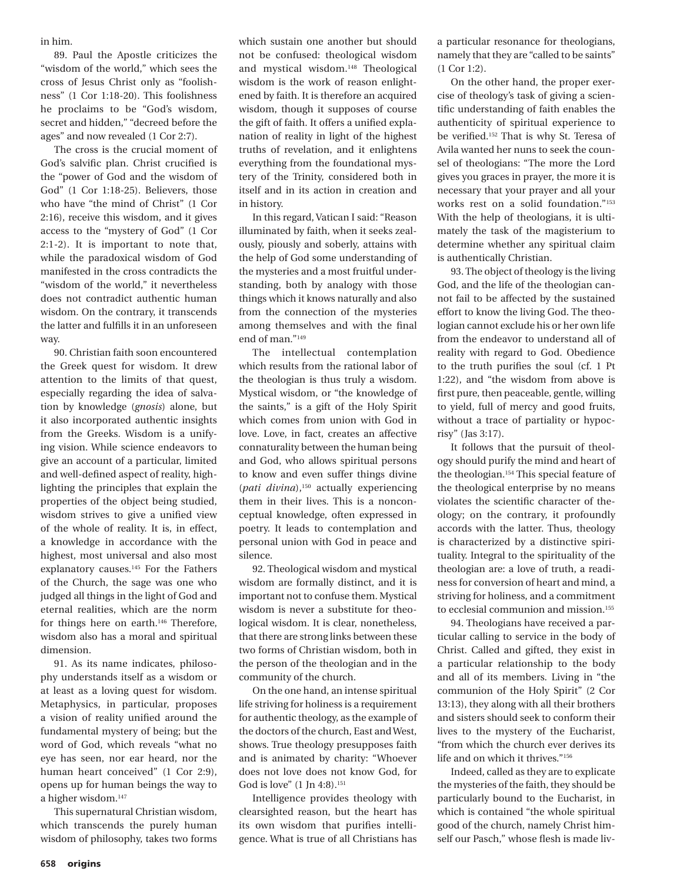in him.

89. Paul the Apostle criticizes the "wisdom of the world," which sees the cross of Jesus Christ only as "foolishness" (1 Cor 1:18-20). This foolishness he proclaims to be "God's wisdom, secret and hidden," "decreed before the ages" and now revealed (1 Cor 2:7).

The cross is the crucial moment of God's salvific plan. Christ crucified is the "power of God and the wisdom of God" (1 Cor 1:18-25). Believers, those who have "the mind of Christ" (1 Cor 2:16), receive this wisdom, and it gives access to the "mystery of God" (1 Cor 2:1-2). It is important to note that, while the paradoxical wisdom of God manifested in the cross contradicts the "wisdom of the world," it nevertheless does not contradict authentic human wisdom. On the contrary, it transcends the latter and fulfills it in an unforeseen way.

90. Christian faith soon encountered the Greek quest for wisdom. It drew attention to the limits of that quest, especially regarding the idea of salvation by knowledge (*gnosis*) alone, but it also incorporated authentic insights from the Greeks. Wisdom is a unifying vision. While science endeavors to give an account of a particular, limited and well-defined aspect of reality, highlighting the principles that explain the properties of the object being studied, wisdom strives to give a unified view of the whole of reality. It is, in effect, a knowledge in accordance with the highest, most universal and also most explanatory causes.[145] For the Fathers of the Church, the sage was one who judged all things in the light of God and eternal realities, which are the norm for things here on earth.[146] Therefore, wisdom also has a moral and spiritual dimension.

91. As its name indicates, philosophy understands itself as a wisdom or at least as a loving quest for wisdom. Metaphysics, in particular, proposes a vision of reality unified around the fundamental mystery of being; but the word of God, which reveals "what no eye has seen, nor ear heard, nor the human heart conceived" (1 Cor 2:9), opens up for human beings the way to a higher wisdom.[147]

This supernatural Christian wisdom, which transcends the purely human wisdom of philosophy, takes two forms which sustain one another but should not be confused: theological wisdom and mystical wisdom.[148] Theological wisdom is the work of reason enlightened by faith. It is therefore an acquired wisdom, though it supposes of course the gift of faith. It offers a unified explanation of reality in light of the highest truths of revelation, and it enlightens everything from the foundational mystery of the Trinity, considered both in itself and in its action in creation and in history.

In this regard, Vatican I said: "Reason illuminated by faith, when it seeks zealously, piously and soberly, attains with the help of God some understanding of the mysteries and a most fruitful understanding, both by analogy with those things which it knows naturally and also from the connection of the mysteries among themselves and with the final end of man."[149]

The intellectual contemplation which results from the rational labor of the theologian is thus truly a wisdom. Mystical wisdom, or "the knowledge of the saints," is a gift of the Holy Spirit which comes from union with God in love. Love, in fact, creates an affective connaturality between the human being and God, who allows spiritual persons to know and even suffer things divine (*pati divina*),[150] actually experiencing them in their lives. This is a nonconceptual knowledge, often expressed in poetry. It leads to contemplation and personal union with God in peace and silence.

92. Theological wisdom and mystical wisdom are formally distinct, and it is important not to confuse them. Mystical wisdom is never a substitute for theological wisdom. It is clear, nonetheless, that there are strong links between these two forms of Christian wisdom, both in the person of the theologian and in the community of the church.

On the one hand, an intense spiritual life striving for holiness is a requirement for authentic theology, as the example of the doctors of the church, East and West, shows. True theology presupposes faith and is animated by charity: "Whoever does not love does not know God, for God is love" (1 Jn 4:8).[151]

Intelligence provides theology with clearsighted reason, but the heart has its own wisdom that purifies intelligence. What is true of all Christians has a particular resonance for theologians, namely that they are "called to be saints" (1 Cor 1:2).

On the other hand, the proper exercise of theology's task of giving a scientific understanding of faith enables the authenticity of spiritual experience to be verified.[152] That is why St. Teresa of Avila wanted her nuns to seek the counsel of theologians: "The more the Lord gives you graces in prayer, the more it is necessary that your prayer and all your works rest on a solid foundation."[153] With the help of theologians, it is ultimately the task of the magisterium to determine whether any spiritual claim is authentically Christian.

93. The object of theology is the living God, and the life of the theologian cannot fail to be affected by the sustained effort to know the living God. The theologian cannot exclude his or her own life from the endeavor to understand all of reality with regard to God. Obedience to the truth purifies the soul (cf. 1 Pt 1:22), and "the wisdom from above is first pure, then peaceable, gentle, willing to yield, full of mercy and good fruits, without a trace of partiality or hypocrisy" (Jas 3:17).

It follows that the pursuit of theology should purify the mind and heart of the theologian.[154] This special feature of the theological enterprise by no means violates the scientific character of theology; on the contrary, it profoundly accords with the latter. Thus, theology is characterized by a distinctive spirituality. Integral to the spirituality of the theologian are: a love of truth, a readiness for conversion of heart and mind, a striving for holiness, and a commitment to ecclesial communion and mission.[155]

94. Theologians have received a particular calling to service in the body of Christ. Called and gifted, they exist in a particular relationship to the body and all of its members. Living in "the communion of the Holy Spirit" (2 Cor 13:13), they along with all their brothers and sisters should seek to conform their lives to the mystery of the Eucharist, "from which the church ever derives its life and on which it thrives."[156]

Indeed, called as they are to explicate the mysteries of the faith, they should be particularly bound to the Eucharist, in which is contained "the whole spiritual good of the church, namely Christ himself our Pasch," whose flesh is made liv-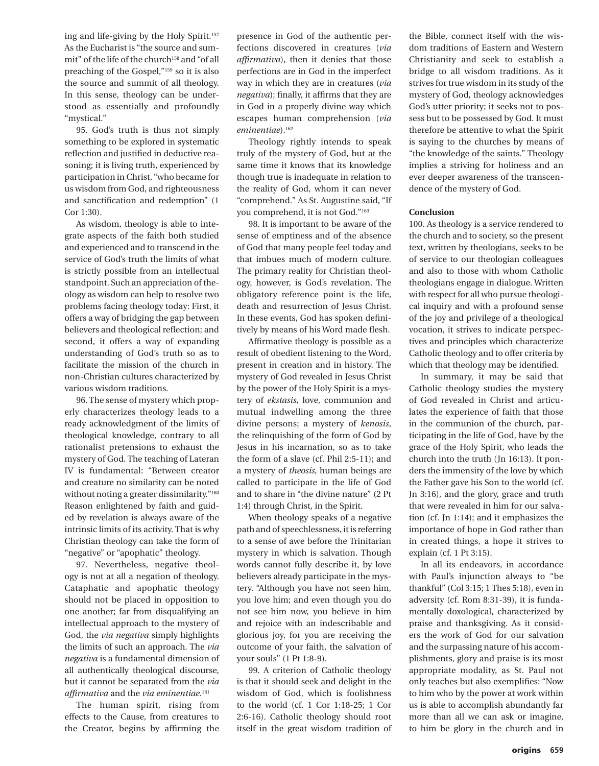ing and life-giving by the Holy Spirit.[157] As the Eucharist is "the source and summit" of the life of the church[158] and "of all preaching of the Gospel,"[159] so it is also the source and summit of all theology. In this sense, theology can be understood as essentially and profoundly "mystical."

95. God's truth is thus not simply something to be explored in systematic reflection and justified in deductive reasoning; it is living truth, experienced by participation in Christ, "who became for us wisdom from God, and righteousness and sanctification and redemption" (1 Cor 1:30).

As wisdom, theology is able to integrate aspects of the faith both studied and experienced and to transcend in the service of God's truth the limits of what is strictly possible from an intellectual standpoint. Such an appreciation of theology as wisdom can help to resolve two problems facing theology today: First, it offers a way of bridging the gap between believers and theological reflection; and second, it offers a way of expanding understanding of God's truth so as to facilitate the mission of the church in non-Christian cultures characterized by various wisdom traditions.

96. The sense of mystery which properly characterizes theology leads to a ready acknowledgment of the limits of theological knowledge, contrary to all rationalist pretensions to exhaust the mystery of God. The teaching of Lateran IV is fundamental: "Between creator and creature no similarity can be noted without noting a greater dissimilarity."[160] Reason enlightened by faith and guided by revelation is always aware of the intrinsic limits of its activity. That is why Christian theology can take the form of "negative" or "apophatic" theology.

97. Nevertheless, negative theology is not at all a negation of theology. Cataphatic and apophatic theology should not be placed in opposition to one another; far from disqualifying an intellectual approach to the mystery of God, the *via negativa* simply highlights the limits of such an approach. The *via negativa* is a fundamental dimension of all authentically theological discourse, but it cannot be separated from the *via affirmativa* and the *via eminentiae*.[161]

The human spirit, rising from effects to the Cause, from creatures to the Creator, begins by affirming the presence in God of the authentic perfections discovered in creatures (*via affirmativa*), then it denies that those perfections are in God in the imperfect way in which they are in creatures (*via negativa*); finally, it affirms that they are in God in a properly divine way which escapes human comprehension (*via eminentiae*).[162]

Theology rightly intends to speak truly of the mystery of God, but at the same time it knows that its knowledge though true is inadequate in relation to the reality of God, whom it can never "comprehend." As St. Augustine said, "If you comprehend, it is not God."[163]

98. It is important to be aware of the sense of emptiness and of the absence of God that many people feel today and that imbues much of modern culture. The primary reality for Christian theology, however, is God's revelation. The obligatory reference point is the life, death and resurrection of Jesus Christ. In these events, God has spoken definitively by means of his Word made flesh.

Affirmative theology is possible as a result of obedient listening to the Word, present in creation and in history. The mystery of God revealed in Jesus Christ by the power of the Holy Spirit is a mystery of *ekstasis*, love, communion and mutual indwelling among the three divine persons; a mystery of *kenosis*, the relinquishing of the form of God by Jesus in his incarnation, so as to take the form of a slave (cf. Phil 2:5-11); and a mystery of *theosis*, human beings are called to participate in the life of God and to share in "the divine nature" (2 Pt 1:4) through Christ, in the Spirit.

When theology speaks of a negative path and of speechlessness, it is referring to a sense of awe before the Trinitarian mystery in which is salvation. Though words cannot fully describe it, by love believers already participate in the mystery. "Although you have not seen him, you love him; and even though you do not see him now, you believe in him and rejoice with an indescribable and glorious joy, for you are receiving the outcome of your faith, the salvation of your souls" (1 Pt 1:8-9).

99. A criterion of Catholic theology is that it should seek and delight in the wisdom of God, which is foolishness to the world (cf. 1 Cor 1:18-25; 1 Cor 2:6-16). Catholic theology should root itself in the great wisdom tradition of the Bible, connect itself with the wisdom traditions of Eastern and Western Christianity and seek to establish a bridge to all wisdom traditions. As it strives for true wisdom in its study of the mystery of God, theology acknowledges God's utter priority; it seeks not to possess but to be possessed by God. It must therefore be attentive to what the Spirit is saying to the churches by means of "the knowledge of the saints." Theology implies a striving for holiness and an ever deeper awareness of the transcendence of the mystery of God.

**Conclusion**

100. As theology is a service rendered to the church and to society, so the present text, written by theologians, seeks to be of service to our theologian colleagues and also to those with whom Catholic theologians engage in dialogue. Written with respect for all who pursue theological inquiry and with a profound sense of the joy and privilege of a theological vocation, it strives to indicate perspectives and principles which characterize Catholic theology and to offer criteria by which that theology may be identified.

In summary, it may be said that Catholic theology studies the mystery of God revealed in Christ and articulates the experience of faith that those in the communion of the church, participating in the life of God, have by the grace of the Holy Spirit, who leads the church into the truth (Jn 16:13). It ponders the immensity of the love by which the Father gave his Son to the world (cf. Jn 3:16), and the glory, grace and truth that were revealed in him for our salvation (cf. Jn 1:14); and it emphasizes the importance of hope in God rather than in created things, a hope it strives to explain (cf. 1 Pt 3:15).

In all its endeavors, in accordance with Paul's injunction always to "be thankful" (Col 3:15; 1 Thes 5:18), even in adversity (cf. Rom 8:31-39), it is fundamentally doxological, characterized by praise and thanksgiving. As it considers the work of God for our salvation and the surpassing nature of his accomplishments, glory and praise is its most appropriate modality, as St. Paul not only teaches but also exemplifies: "Now to him who by the power at work within us is able to accomplish abundantly far more than all we can ask or imagine, to him be glory in the church and in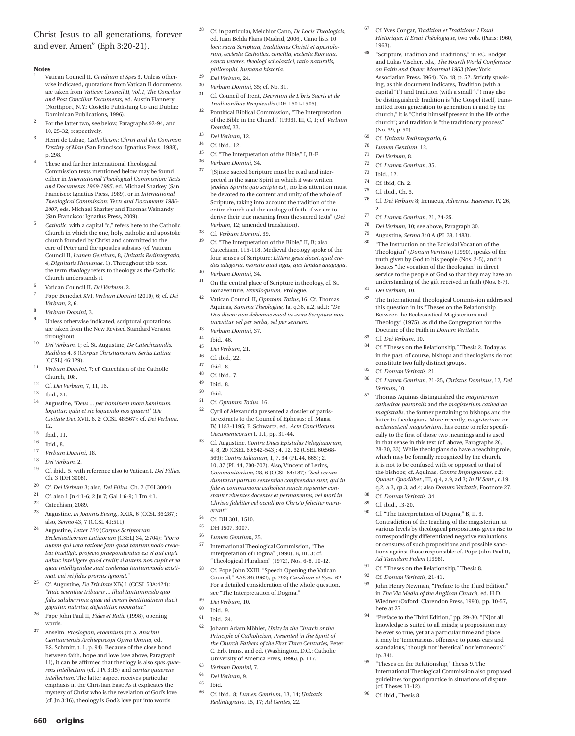Christ Jesus to all generations, forever and ever. Amen" (Eph 3:20-21).

**Notes**

1 Vatican Council II, *Gaudium et Spes* 3. Unless otherwise indicated, quotations from Vatican II documents are taken from *Vatican Council II, Vol.1, The Conciliar and Post Conciliar Documents*, ed. Austin Flannery (Northport, N.Y.: Costello Publishing Co and Dublin: Dominican Publications, 1996).

2 For the latter two, see below, Paragraphs 92-94, and 10, 25-32, respectively.

3 Henri de Lubac, *Catholicism: Christ and the Common Destiny of Man* (San Francisco: Ignatius Press, 1988), p. 298.

4 These and further International Theological Commission texts mentioned below may be found either in *International Theological Commission: Texts and Documents 1969-1985*, ed. Michael Sharkey (San Francisco: Ignatius Press, 1989), or in *International Theological Commission: Texts and Documents 1986-2007*, eds. Michael Sharkey and Thomas Weinandy (San Francisco: Ignatius Press, 2009).

5 *Catholic*, with a capital "c," refers here to the Catholic Church in which the one, holy, catholic and apostolic church founded by Christ and committed to the care of Peter and the apostles subsists (cf. Vatican Council II, *Lumen Gentium*, 8, *Unitatis Redintegratio*, 4, *Dignitatis Humanae*, 1). Throughout this text, the term *theology* refers to theology as the Catholic Church understands it.

6 Vatican Council II, *Dei Verbum*, 2.

7 Pope Benedict XVI, *Verbum Domini* (2010), 6; cf. *Dei Verbum*, 2, 6.

8 *Verbum Domini*, 3.

9 Unless otherwise indicated, scriptural quotations are taken from the New Revised Standard Version throughout.

10 *Dei Verbum*, 1; cf. St. Augustine, *De Catechizandis. Rudibus* 4, 8 (*Corpus Christianorum Series Latina* [CCSL] 46:129).

11 *Verbum Domini*, 7; cf. Catechism of the Catholic Church, 108.

12 Cf. *Dei Verbum*, 7, 11, 16.

13 Ibid., 21.

14 Augustine, *"Deus ... per hominem more hominum loquitur; quia et sic loquendo nos quaerit"* (*De Civitate Dei*, XVII, 6, 2; CCSL 48:567); cf. *Dei Verbum*, 12.

15 Ibid., 11.

16 Ibid., 8.

17 *Verbum Domini*, 18.

18 *Dei Verbum*, 2.

19 Cf. ibid., 5, with reference also to Vatican I, *Dei Filius*, Ch. 3 (DH 3008).

20 Cf. *Dei Verbum* 3; also, *Dei Filius*, Ch. 2 (DH 3004).

21 Cf. also 1 Jn 4:1-6; 2 Jn 7; Gal 1:6-9; 1 Tm 4:1.

22 Catechism, 2089.

23 Augustine, *In Joannis Evang.*, XXIX, 6 (CCSL 36:287); also, *Sermo* 43, 7 (CCSL 41:511).

24 Augustine, *Letter 120* (*Corpus Scriptorum Ecclesiasticorum Latinorum* [CSEL] 34, 2:704): *"Porro autem qui vera ratione jam quod tantummodo credebat intelligit, profecto praeponendus est ei qui cupit adhuc intelligere quod credit; si autem non cupit et ea quae intelligendae sunt credenda tantummodo existimat, cui rei fides prorsus ignorat."*

25 Cf. Augustine, *De Trinitate* XIV, 1 (CCSL 50A:424): *"Huic scientiae tribuens ... illud tantummodo quo fides saluberrima quae ad veram beatitudinem ducit gignitur, nutritur, defenditur, roboratur."*

26 Pope John Paul II, *Fides et Ratio* (1998), opening words.

27 Anselm, *Proslogion, Proemium* (in *S. Anselmi Cantuariensis Archiepiscopi Opera Omnia*, ed. F.S. Schmitt, t. 1, p. 94). Because of the close bond between faith, hope and love (see above, Paragraph 11), it can be affirmed that theology is also *spes quaerens intellectum* (cf. 1 Pt 3:15) and *caritas quaerens intellectum*. The latter aspect receives particular emphasis in the Christian East: As it explicates the mystery of Christ who is the revelation of God's love (cf. Jn 3:16), theology is God's love put into words.

28 Cf. in particular, Melchior Cano, *De Locis Theologicis*, ed. Juan Belda Plans (Madrid, 2006). Cano lists 10 *loci: sacra Scriptura, traditiones Christi et apostolorum, ecclesia Catholica, concilia, ecclesia Romana, sancti veteres, theologi scholastici, ratio naturalis, philosophi, humana historia.*

29 *Dei Verbum*, 24.

30 *Verbum Domini*, 35; cf. No. 31.

31 Cf. Council of Trent, *Decretum de Libris Sacris et de Traditionibus Recipiendis* (DH 1501-1505).

32 Pontifical Biblical Commission, "The Interpretation of the Bible in the Church" (1993), III, C, 1; cf. *Verbum Domini*, 33.

33 *Dei Verbum*, 12.

34 Cf. ibid., 12.

35 Cf. "The Interpretation of the Bible," I, B-E.

36 *Verbum Domini*, 34.

37 '[S]ince sacred Scripture must be read and interpreted in the same Spirit in which it was written [*eodem Spiritu quo scripta est*], no less attention must be devoted to the content and unity of the whole of Scripture, taking into account the tradition of the entire church and the analogy of faith, if we are to derive their true meaning from the sacred texts" (*Dei Verbum*, 12; amended translation).

38 Cf. *Verbum Domini*, 39.

39 Cf. "The Interpretation of the Bible," II, B; also Catechism, 115-118. Medieval theology spoke of the four senses of Scripture: *Littera gesta docet, quid credas allegoria, moralis quid agas, quo tendas anagogia.*

40 *Verbum Domini*, 34.

41 On the central place of Scripture in theology, cf. St. Bonaventure, *Breviloquium*, Prologue.

42 Vatican Council II, *Optatam Totius*, 16. Cf. Thomas Aquinas, *Summa Theologiae*, Ia, q.36, a.2, ad.1: *"De Deo dicere non debemus quod in sacra Scriptura non invenitur vel per verba, vel per sensum."*

43 *Verbum Domini*, 37.

44 Ibid., 46.

45 *Dei Verbum*, 21.

46 Cf. ibid., 22.

47 Ibid., 8.

48 Cf. ibid., 7.

49 Ibid., 8.

50 Ibid.

51 Cf. *Optatam Totius*, 16.

52 Cyril of Alexandria presented a dossier of patristic extracts to the Council of Ephesus; cf. Mansi IV, 1183-1195; E. Schwartz, ed., *Acta Conciliorum Oecumenicorum* I, 1.1, pp. 31-44.

53 Cf. Augustine, *Contra Duas Epistulas Pelagianorum*, 4, 8, 20 (CSEL 60:542-543); 4, 12, 32 (CSEL 60:568-569); *Contra Iulianum*, 1, 7, 34 (PL 44, 665); 2, 10, 37 (PL 44, 700-702). Also, Vincent of Lerins, *Commonitorium*, 28, 6 (CCSL 64:187): *"Sed eorum dumtaxat patrum sententiae conferendae sunt, qui in fide et communione catholica sancte sapienter constanter viventes docentes et permanentes, vel mori in Christo fideliter vel occidi pro Christo feliciter meruerunt."*

54 Cf. DH 301, 1510.

55 DH 1507, 3007.

56 *Lumen Gentium*, 25.

57 International Theological Commission, "The Interpretation of Dogma" (1990), B, III, 3; cf. "Theological Pluralism" (1972), Nos. 6-8, 10-12.

58 Cf. Pope John XXIII, "Speech Opening the Vatican Council," AAS 84(1962), p. 792; *Gaudium et Spes*, 62. For a detailed consideration of the whole question, see "The Interpretation of Dogma."

59 *Dei Verbum*, 10.

60 Ibid., 9.

61 Ibid., 24.

62 Johann Adam Möhler, *Unity in the Church or the Principle of Catholicism, Presented in the Spirit of the Church Fathers of the First Three Centuries*, Peter C. Erb, trans. and ed. (Washington, D.C.: Catholic University of America Press, 1996), p. 117.

63 *Verbum Domini*, 7.

64 *Dei Verbum*, 9.

65 Ibid.

66 Cf. ibid., 8; *Lumen Gentium*, 13, 14; *Unitatis Redintegratio*, 15, 17; *Ad Gentes*, 22.

67 Cf. Yves Congar, *Tradition et Traditions: I Essai Historique; II Essai Théologique*, two vols. (Paris: 1960, 1963).

68 "Scripture, Tradition and Traditions," in P.C. Rodger and Lukas Vischer, eds., *The Fourth World Conference on Faith and Order: Montreal 1963* (New York: Association Press, 1964), No. 48, p. 52. Strictly speaking, as this document indicates, Tradition (with a capital "t") and tradition (with a small "t") may also be distinguished: Tradition is "the Gospel itself, transmitted from generation to generation in and by the church," it is "Christ himself present in the life of the church"; and tradition is "the traditionary process" (No. 39, p. 50).

69 Cf. *Unitatis Redintegratio*, 6.

70 *Lumen Gentium*, 12.

71 *Dei Verbum*, 8.

72 Cf. *Lumen Gentium*, 35.

73 Ibid., 12.

74 Cf. ibid, Ch. 2.

75 Cf. ibid., Ch. 3.

76 Cf. *Dei Verbum* 8; Irenaeus, *Adversus. Haereses*, IV, 26, 2.

77 Cf. *Lumen Gentium*, 21, 24-25.

78 *Dei Verbum*, 10; see above, Paragraph 30.

79 Augustine, *Sermo* 340 A (PL 38, 1483).

80 "The Instruction on the Ecclesial Vocation of the Theologian" (*Donum Veritatis*) (1990), speaks of the truth given by God to his people (Nos. 2-5), and it locates "the vocation of the theologian" in direct service to the people of God so that they may have an understanding of the gift received in faith (Nos. 6-7).

81 *Dei Verbum*, 10.

82 The International Theological Commission addressed this question in its "Theses on the Relationship Between the Ecclesiastical Magisterium and Theology" (1975), as did the Congregation for the Doctrine of the Faith in *Donum Veritatis*.

83 Cf. *Dei Verbum*, 10.

84 Cf. "Theses on the Relationship," Thesis 2. Today as in the past, of course, bishops and theologians do not constitute two fully distinct groups.

85 Cf. *Donum Veritatis*, 21.

86 Cf. *Lumen Gentium*, 21-25, *Christus Dominus*, 12, *Dei Verbum*, 10.

87 Thomas Aquinas distinguished the *magisterium cathedrae pastoralis* and the *magisterium cathedrae magistralis*, the former pertaining to bishops and the latter to theologians. More recently, *magisterium*, or *ecclesiastical magisterium*, has come to refer specifically to the first of those two meanings and is used in that sense in this text (cf. above, Paragraphs 26, 28-30, 33). While theologians do have a teaching role, which may be formally recognized by the church, it is not to be confused with or opposed to that of the bishops; cf. Aquinas, *Contra Impugnantes*, c.2; *Quaest. Quodlibet.*, III, q.4, a.9, ad 3; *In IV Sent.*, d.19, q.2, a.3, qa.3, ad.4; also *Donum Veritatis*, Footnote 27.

88 Cf. *Donum Veritatis*, 34.

89 Cf. ibid., 13-20.

90 Cf. "The Interpretation of Dogma," B, II, 3. Contradiction of the teaching of the magisterium at various levels by theological propositions gives rise to correspondingly differentiated negative evaluations or censures of such propositions and possible sanctions against those responsible; cf. Pope John Paul II, *Ad Tuendam Fidem* (1998).

91 Cf. "Theses on the Relationship," Thesis 8.

92 Cf. *Donum Veritatis*, 21-41.

93 John Henry Newman, "Preface to the Third Edition," in *The Via Media of the Anglican Church*, ed. H.D. Wiedner (Oxford: Clarendon Press, 1990), pp. 10-57, here at 27.

94 "Preface to the Third Edition," pp. 29-30. "[N]ot all knowledge is suited to all minds; a proposition may be ever so true, yet at a particular time and place it may be 'temerarious, offensive to pious ears and scandalous,' though not 'heretical' nor 'erroneous'" (p. 34).

95 "Theses on the Relationship," Thesis 9. The International Theological Commission also proposed guidelines for good practice in situations of dispute (cf. Theses 11-12).

96 Cf. ibid., Thesis 8.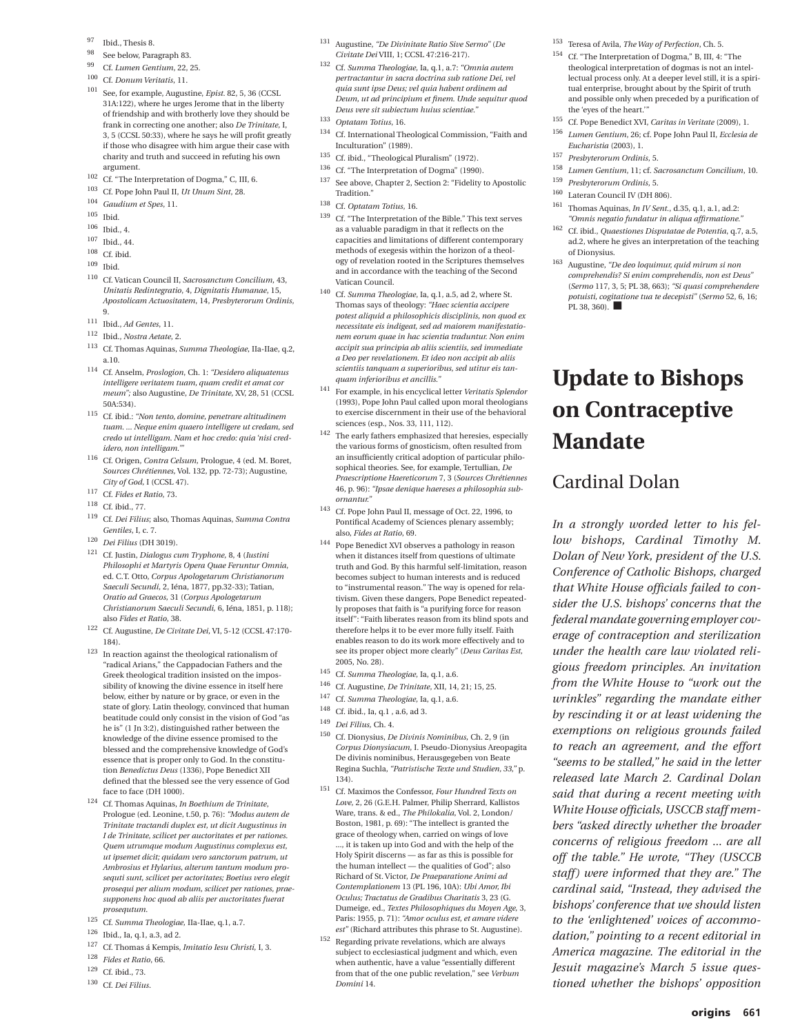[97] Ibid., Thesis 8.

[98] See below, Paragraph 83.

[99] Cf. *Lumen Gentium*, 22, 25.

[100] Cf. *Donum Veritatis*, 11.

[101] See, for example, Augustine, *Epist.* 82, 5, 36 (CCSL 31A:122), where he urges Jerome that in the liberty of friendship and with brotherly love they should be frank in correcting one another; also *De Trinitate*, I, 3, 5 (CCSL 50:33), where he says he will profit greatly if those who disagree with him argue their case with charity and truth and succeed in refuting his own argument.

[102] Cf. "The Interpretation of Dogma," C, III, 6.

[103] Cf. Pope John Paul II, *Ut Unum Sint*, 28.

[104] *Gaudium et Spes*, 11.

[105] Ibid.

[106] Ibid., 4.

[107] Ibid., 44.

[108] Cf. ibid.

[109] Ibid.

[110] Cf. Vatican Council II, *Sacrosanctum Concilium*, 43, *Unitatis Redintegratio*, 4, *Dignitatis Humanae*, 15, *Apostolicam Actuositatem*, 14, *Presbyterorum Ordinis*, 9.

[111] Ibid., *Ad Gentes*, 11.

[112] Ibid., *Nostra Aetate*, 2.

[113] Cf. Thomas Aquinas, *Summa Theologiae*, IIa-IIae, q.2, a.10.

[114] Cf. Anselm, *Proslogion*, Ch. 1: *"Desidero aliquatenus intelligere veritatem tuam, quam credit et amat cor meum"*; also Augustine, *De Trinitate*, XV, 28, 51 (CCSL 50A:534).

[115] Cf. ibid.: *"Non tento, domine, penetrare altitudinem tuam. ... Neque enim quaero intelligere ut credam, sed credo ut intelligam. Nam et hoc credo: quia 'nisi credidero, non intelligam.'"*

[116] Cf. Origen, *Contra Celsum*, Prologue, 4 (ed. M. Boret, *Sources Chrétiennes*, Vol. 132, pp. 72-73); Augustine, *City of God*, I (CCSL 47).

[117] Cf. *Fides et Ratio*, 73.

[118] Cf. ibid., 77.

[119] Cf. *Dei Filius*; also, Thomas Aquinas, *Summa Contra Gentiles*, I, c. 7.

[120] *Dei Filius* (DH 3019).

[121] Cf. Justin, *Dialogus cum Tryphone*, 8, 4 (*Iustini Philosophi et Martyris Opera Quae Feruntur Omnia*, ed. C.T. Otto, *Corpus Apologetarum Christianorum Saeculi Secundi*, 2, Iéna, 1877, pp.32-33); Tatian, *Oratio ad Graecos*, 31 (*Corpus Apologetarum Christianorum Saeculi Secundi*, 6, Iéna, 1851, p. 118); also *Fides et Ratio*, 38.

[122] Cf. Augustine, *De Civitate Dei*, VI, 5-12 (CCSL 47:170-184).

[123] In reaction against the theological rationalism of "radical Arians," the Cappadocian Fathers and the Greek theological tradition insisted on the impossibility of knowing the divine essence in itself here below, either by nature or by grace, or even in the state of glory. Latin theology, convinced that human beatitude could only consist in the vision of God "as he is" (1 Jn 3:2), distinguished rather between the knowledge of the divine essence promised to the blessed and the comprehensive knowledge of God's essence that is proper only to God. In the constitution *Benedictus Deus* (1336), Pope Benedict XII defined that the blessed see the very essence of God face to face (DH 1000).

[124] Cf. Thomas Aquinas, *In Boethium de Trinitate*, Prologue (ed. Leonine, t.50, p. 76): *"Modus autem de Trinitate tractandi duplex est, ut dicit Augustinus in I de Trinitate, scilicet per auctoritates et per rationes. Quem utrumque modum Augustinus complexus est, ut ipsemet dicit; quidam vero sanctorum patrum, ut Ambrosius et Hylarius, alterum tantum modum prosequti sunt, scilicet per actoritates; Boetius vero elegit prosequi per alium modum, scilicet per rationes, praesupponens hoc quod ab aliis per auctoritates fuerat prosequtum.*

[125] Cf. *Summa Theologiae*, IIa-IIae, q.1, a.7.

[126] Ibid., Ia, q.1, a.3, ad 2.

[127] Cf. Thomas á Kempis, *Imitatio Iesu Christi*, I, 3.

[128] *Fides et Ratio*, 66.

[129] Cf. ibid., 73.

[130] Cf. *Dei Filius*.

[131] Augustine, *"De Divinitate Ratio Sive Sermo"* (*De Civitate Dei* VIII, 1; CCSL 47:216-217).

[132] Cf. *Summa Theologiae*, Ia, q.1, a.7: *"Omnia autem pertractantur in sacra doctrina sub ratione Dei, vel quia sunt ipse Deus; vel quia habent ordinem ad Deum, ut ad principium et finem. Unde sequitur quod Deus vere sit subiectum huius scientiae."*

[133] *Optatam Totius*, 16.

[134] Cf. International Theological Commission, "Faith and Inculturation" (1989).

[135] Cf. ibid., "Theological Pluralism" (1972).

[136] Cf. "The Interpretation of Dogma" (1990).

[137] See above, Chapter 2, Section 2: "Fidelity to Apostolic Tradition."

[138] Cf. *Optatam Totius*, 16.

[139] Cf. "The Interpretation of the Bible." This text serves as a valuable paradigm in that it reflects on the capacities and limitations of different contemporary methods of exegesis within the horizon of a theology of revelation rooted in the Scriptures themselves and in accordance with the teaching of the Second Vatican Council.

[140] Cf. *Summa Theologiae*, Ia, q.1, a.5, ad 2, where St. Thomas says of theology: *"Haec scientia accipere potest aliquid a philosophicis disciplinis, non quod ex necessitate eis indigeat, sed ad maiorem manifestationem eorum quae in hac scientia traduntur. Non enim accipit sua principia ab aliis scientiis, sed immediate a Deo per revelationem. Et ideo non accipit ab aliis scientiis tanquam a superioribus, sed utitur eis tanquam inferioribus et ancillis."*

[141] For example, in his encyclical letter *Veritatis Splendor* (1993), Pope John Paul called upon moral theologians to exercise discernment in their use of the behavioral sciences (esp., Nos. 33, 111, 112).

[142] The early fathers emphasized that heresies, especially the various forms of gnosticism, often resulted from an insufficiently critical adoption of particular philosophical theories. See, for example, Tertullian, *De Praescriptione Haereticorum* 7, 3 (*Sources Chrétiennes* 46, p. 96): *"Ipsae denique haereses a philosophia subornantur."*

[143] Cf. Pope John Paul II, message of Oct. 22, 1996, to Pontifical Academy of Sciences plenary assembly; also, *Fides at Ratio*, 69.

[144] Pope Benedict XVI observes a pathology in reason when it distances itself from questions of ultimate truth and God. By this harmful self-limitation, reason becomes subject to human interests and is reduced to "instrumental reason." The way is opened for relativism. Given these dangers, Pope Benedict repeatedly proposes that faith is "a purifying force for reason itself": "Faith liberates reason from its blind spots and therefore helps it to be ever more fully itself. Faith enables reason to do its work more effectively and to see its proper object more clearly" (*Deus Caritas Est*, 2005, No. 28).

[145] Cf. *Summa Theologiae*, Ia, q.1, a.6.

[146] Cf. Augustine, *De Trinitate*, XII, 14, 21; 15, 25.

[147] Cf. *Summa Theologiae*, Ia, q.1, a.6.

[148] Cf. ibid., Ia, q.1 , a.6, ad 3.

[149] *Dei Filius*, Ch. 4.

[150] Cf. Dionysius, *De Divinis Nominibus*, Ch. 2, 9 (in *Corpus Dionysiacum*, I. Pseudo-Dionysius Areopagita De divinis nominibus, Herausgegeben von Beate Regina Suchla, *"Patristische Texte und Studien*, *33*," p. 134).

[151] Cf. Maximos the Confessor, *Four Hundred Texts on Love*, 2, 26 (G.E.H. Palmer, Philip Sherrard, Kallistos Ware, trans. & ed., *The Philokalia*, Vol. 2, London/Boston, 1981, p. 69): "The intellect is granted the grace of theology when, carried on wings of love ..., it is taken up into God and with the help of the Holy Spirit discerns — as far as this is possible for the human intellect — the qualities of God"; also Richard of St. Victor, *De Praeparatione Animi ad Contemplationem* 13 (PL 196, 10A): *Ubi Amor, Ibi Oculus; Tractatus de Gradibus Charitatis* 3, 23 (G. Dumeige, ed., *Textes Philosophiques du Moyen Age*, 3, Paris: 1955, p. 71): *"Amor oculus est, et amare videre est"* (Richard attributes this phrase to St. Augustine).

[152] Regarding private revelations, which are always subject to ecclesiastical judgment and which, even when authentic, have a value "essentially different from that of the one public revelation," see *Verbum Domini* 14.

[153] Teresa of Avila, *The Way of Perfection*, Ch. 5.

[154] Cf. "The Interpretation of Dogma," B, III, 4: "The theological interpretation of dogmas is not an intellectual process only. At a deeper level still, it is a spiritual enterprise, brought about by the Spirit of truth and possible only when preceded by a purification of the 'eyes of the heart.'"

[155] Cf. Pope Benedict XVI, *Caritas in Veritate* (2009), 1.

[156] *Lumen Gentium*, 26; cf. Pope John Paul II, *Ecclesia de Eucharistia* (2003), 1.

[157] *Presbyterorum Ordinis*, 5.

[158] *Lumen Gentium*, 11; cf. *Sacrosanctum Concilium*, 10.

[159] *Presbyterorum Ordinis*, 5.

[160] Lateran Council IV (DH 806).

[161] Thomas Aquinas, *In IV Sent.*, d.35, q.1, a.1, ad.2: *"Omnis negatio fundatur in aliqua affirmatione."*

[162] Cf. ibid., *Quaestiones Disputatae de Potentia*, q.7, a.5, ad.2, where he gives an interpretation of the teaching of Dionysius.

[163] Augustine, *"De deo loquimur, quid mirum si non comprehendis? Si enim comprehendis, non est Deus"* (*Sermo* 117, 3, 5; PL 38, 663); *"Si quasi comprehendere potuisti, cogitatione tua te decepisti"* (*Sermo* 52, 6, 16; PL 38, 360). ■

# Update to Bishops on Contraceptive Mandate

## Cardinal Dolan

*In a strongly worded letter to his fellow bishops, Cardinal Timothy M. Dolan of New York, president of the U.S. Conference of Catholic Bishops, charged that White House officials failed to consider the U.S. bishops' concerns that the federal mandate governing employer coverage of contraception and sterilization under the health care law violated religious freedom principles. An invitation from the White House to "work out the wrinkles" regarding the mandate either by rescinding it or at least widening the exemptions on religious grounds failed to reach an agreement, and the effort "seems to be stalled," he said in the letter released late March 2. Cardinal Dolan said that during a recent meeting with White House officials, USCCB staff members "asked directly whether the broader concerns of religious freedom ... are all off the table." He wrote, "They (USCCB staff) were informed that they are." The cardinal said, "Instead, they advised the bishops' conference that we should listen to the 'enlightened' voices of accommodation," pointing to a recent editorial in America magazine. The editorial in the Jesuit magazine's March 5 issue questioned whether the bishops' opposition*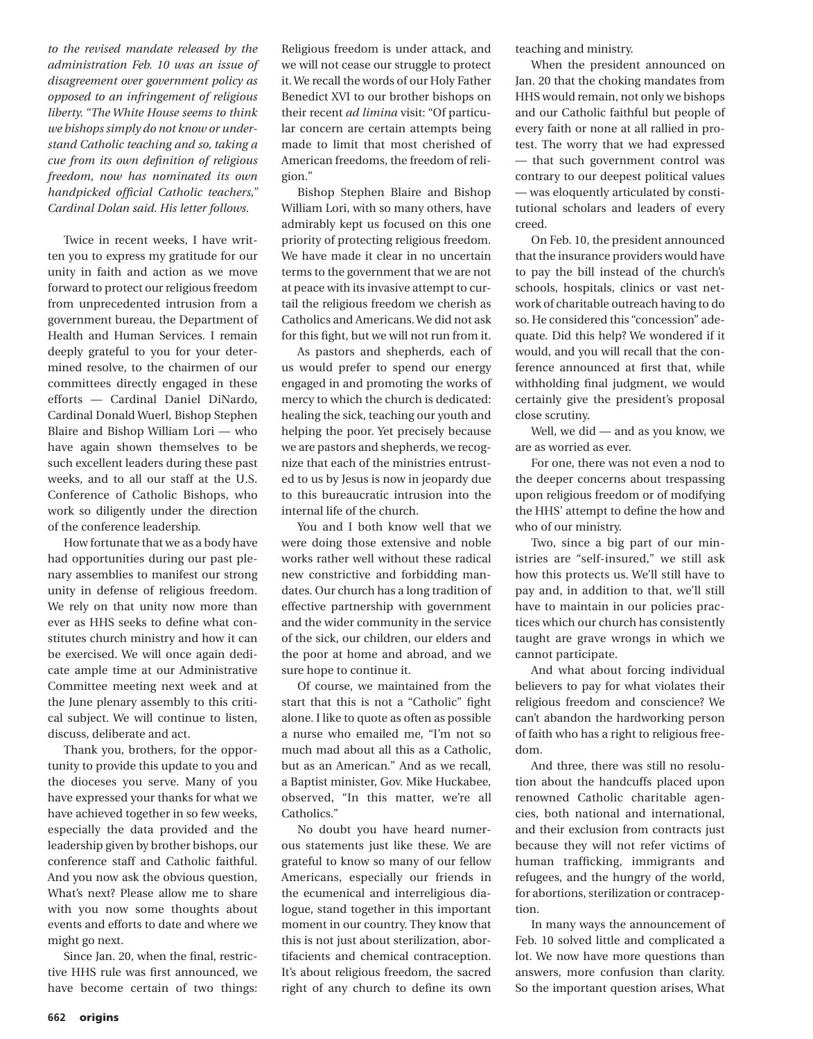*to the revised mandate released by the administration Feb. 10 was an issue of disagreement over government policy as opposed to an infringement of religious liberty. "The White House seems to think we bishops simply do not know or understand Catholic teaching and so, taking a cue from its own definition of religious freedom, now has nominated its own handpicked official Catholic teachers," Cardinal Dolan said. His letter follows.*

Twice in recent weeks, I have written you to express my gratitude for our unity in faith and action as we move forward to protect our religious freedom from unprecedented intrusion from a government bureau, the Department of Health and Human Services. I remain deeply grateful to you for your determined resolve, to the chairmen of our committees directly engaged in these efforts — Cardinal Daniel DiNardo, Cardinal Donald Wuerl, Bishop Stephen Blaire and Bishop William Lori — who have again shown themselves to be such excellent leaders during these past weeks, and to all our staff at the U.S. Conference of Catholic Bishops, who work so diligently under the direction of the conference leadership.

How fortunate that we as a body have had opportunities during our past plenary assemblies to manifest our strong unity in defense of religious freedom. We rely on that unity now more than ever as HHS seeks to define what constitutes church ministry and how it can be exercised. We will once again dedicate ample time at our Administrative Committee meeting next week and at the June plenary assembly to this critical subject. We will continue to listen, discuss, deliberate and act.

Thank you, brothers, for the opportunity to provide this update to you and the dioceses you serve. Many of you have expressed your thanks for what we have achieved together in so few weeks, especially the data provided and the leadership given by brother bishops, our conference staff and Catholic faithful. And you now ask the obvious question, What's next? Please allow me to share with you now some thoughts about events and efforts to date and where we might go next.

Since Jan. 20, when the final, restrictive HHS rule was first announced, we have become certain of two things: Religious freedom is under attack, and we will not cease our struggle to protect it. We recall the words of our Holy Father Benedict XVI to our brother bishops on their recent *ad limina* visit: "Of particular concern are certain attempts being made to limit that most cherished of American freedoms, the freedom of religion."

Bishop Stephen Blaire and Bishop William Lori, with so many others, have admirably kept us focused on this one priority of protecting religious freedom. We have made it clear in no uncertain terms to the government that we are not at peace with its invasive attempt to curtail the religious freedom we cherish as Catholics and Americans. We did not ask for this fight, but we will not run from it.

As pastors and shepherds, each of us would prefer to spend our energy engaged in and promoting the works of mercy to which the church is dedicated: healing the sick, teaching our youth and helping the poor. Yet precisely because we are pastors and shepherds, we recognize that each of the ministries entrusted to us by Jesus is now in jeopardy due to this bureaucratic intrusion into the internal life of the church.

You and I both know well that we were doing those extensive and noble works rather well without these radical new constrictive and forbidding mandates. Our church has a long tradition of effective partnership with government and the wider community in the service of the sick, our children, our elders and the poor at home and abroad, and we sure hope to continue it.

Of course, we maintained from the start that this is not a "Catholic" fight alone. I like to quote as often as possible a nurse who emailed me, "I'm not so much mad about all this as a Catholic, but as an American." And as we recall, a Baptist minister, Gov. Mike Huckabee, observed, "In this matter, we're all Catholics."

No doubt you have heard numerous statements just like these. We are grateful to know so many of our fellow Americans, especially our friends in the ecumenical and interreligious dialogue, stand together in this important moment in our country. They know that this is not just about sterilization, abortifacients and chemical contraception. It's about religious freedom, the sacred right of any church to define its own teaching and ministry.

When the president announced on Jan. 20 that the choking mandates from HHS would remain, not only we bishops and our Catholic faithful but people of every faith or none at all rallied in protest. The worry that we had expressed — that such government control was contrary to our deepest political values — was eloquently articulated by constitutional scholars and leaders of every creed.

On Feb. 10, the president announced that the insurance providers would have to pay the bill instead of the church's schools, hospitals, clinics or vast network of charitable outreach having to do so. He considered this "concession" adequate. Did this help? We wondered if it would, and you will recall that the conference announced at first that, while withholding final judgment, we would certainly give the president's proposal close scrutiny.

Well, we did — and as you know, we are as worried as ever.

For one, there was not even a nod to the deeper concerns about trespassing upon religious freedom or of modifying the HHS' attempt to define the how and who of our ministry.

Two, since a big part of our ministries are "self-insured," we still ask how this protects us. We'll still have to pay and, in addition to that, we'll still have to maintain in our policies practices which our church has consistently taught are grave wrongs in which we cannot participate.

And what about forcing individual believers to pay for what violates their religious freedom and conscience? We can't abandon the hardworking person of faith who has a right to religious freedom.

And three, there was still no resolution about the handcuffs placed upon renowned Catholic charitable agencies, both national and international, and their exclusion from contracts just because they will not refer victims of human trafficking, immigrants and refugees, and the hungry of the world, for abortions, sterilization or contraception.

In many ways the announcement of Feb. 10 solved little and complicated a lot. We now have more questions than answers, more confusion than clarity. So the important question arises, What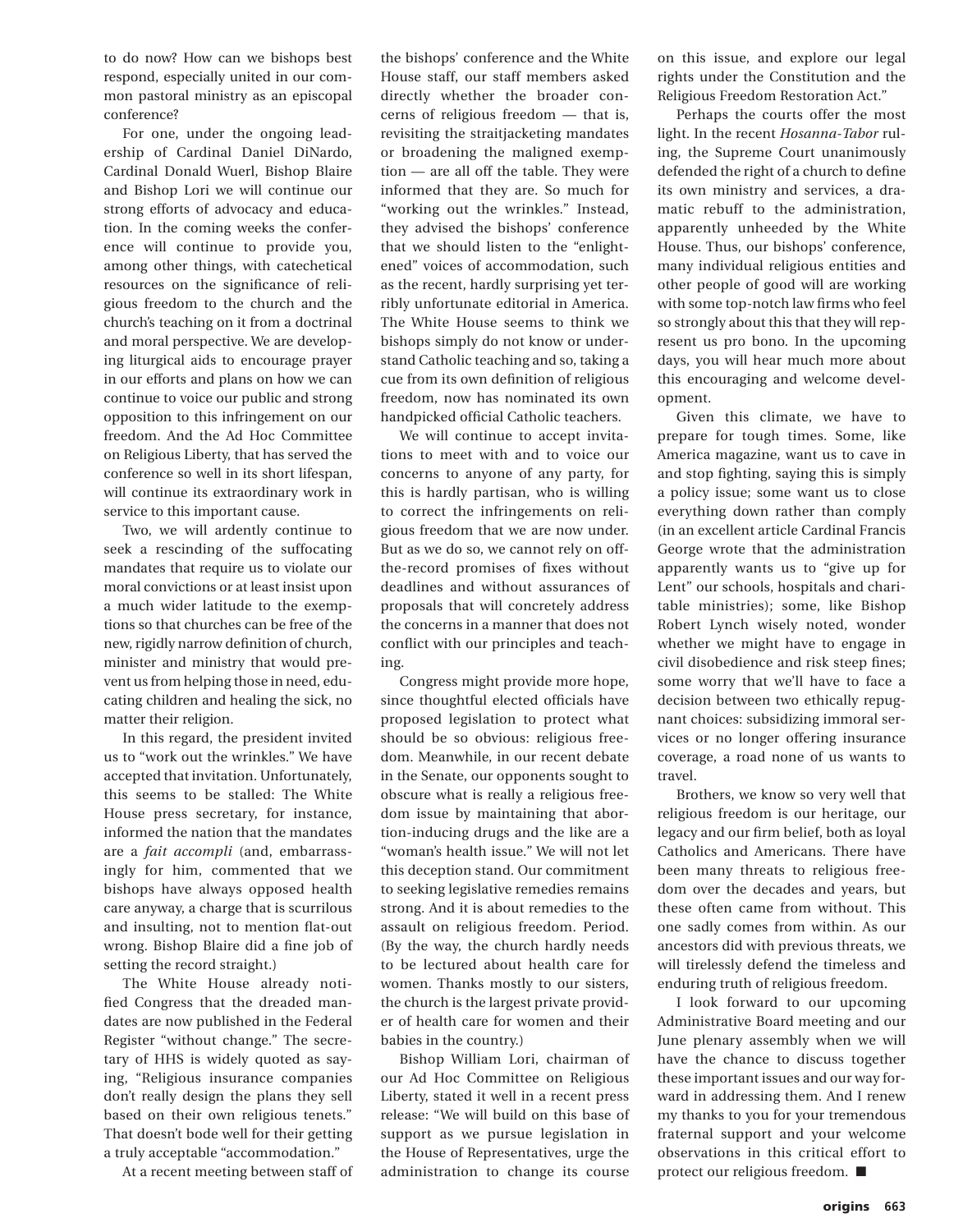to do now? How can we bishops best respond, especially united in our common pastoral ministry as an episcopal conference?

For one, under the ongoing leadership of Cardinal Daniel DiNardo, Cardinal Donald Wuerl, Bishop Blaire and Bishop Lori we will continue our strong efforts of advocacy and education. In the coming weeks the conference will continue to provide you, among other things, with catechetical resources on the significance of religious freedom to the church and the church's teaching on it from a doctrinal and moral perspective. We are developing liturgical aids to encourage prayer in our efforts and plans on how we can continue to voice our public and strong opposition to this infringement on our freedom. And the Ad Hoc Committee on Religious Liberty, that has served the conference so well in its short lifespan, will continue its extraordinary work in service to this important cause.

Two, we will ardently continue to seek a rescinding of the suffocating mandates that require us to violate our moral convictions or at least insist upon a much wider latitude to the exemptions so that churches can be free of the new, rigidly narrow definition of church, minister and ministry that would prevent us from helping those in need, educating children and healing the sick, no matter their religion.

In this regard, the president invited us to "work out the wrinkles." We have accepted that invitation. Unfortunately, this seems to be stalled: The White House press secretary, for instance, informed the nation that the mandates are a *fait accompli* (and, embarrassingly for him, commented that we bishops have always opposed health care anyway, a charge that is scurrilous and insulting, not to mention flat-out wrong. Bishop Blaire did a fine job of setting the record straight.)

The White House already notified Congress that the dreaded mandates are now published in the Federal Register "without change." The secretary of HHS is widely quoted as saying, "Religious insurance companies don't really design the plans they sell based on their own religious tenets." That doesn't bode well for their getting a truly acceptable "accommodation."

At a recent meeting between staff of the bishops' conference and the White House staff, our staff members asked directly whether the broader concerns of religious freedom — that is, revisiting the straitjacketing mandates or broadening the maligned exemption — are all off the table. They were informed that they are. So much for "working out the wrinkles." Instead, they advised the bishops' conference that we should listen to the "enlightened" voices of accommodation, such as the recent, hardly surprising yet terribly unfortunate editorial in America. The White House seems to think we bishops simply do not know or understand Catholic teaching and so, taking a cue from its own definition of religious freedom, now has nominated its own handpicked official Catholic teachers.

We will continue to accept invitations to meet with and to voice our concerns to anyone of any party, for this is hardly partisan, who is willing to correct the infringements on religious freedom that we are now under. But as we do so, we cannot rely on off-the-record promises of fixes without deadlines and without assurances of proposals that will concretely address the concerns in a manner that does not conflict with our principles and teaching.

Congress might provide more hope, since thoughtful elected officials have proposed legislation to protect what should be so obvious: religious freedom. Meanwhile, in our recent debate in the Senate, our opponents sought to obscure what is really a religious freedom issue by maintaining that abortion-inducing drugs and the like are a "woman's health issue." We will not let this deception stand. Our commitment to seeking legislative remedies remains strong. And it is about remedies to the assault on religious freedom. Period. (By the way, the church hardly needs to be lectured about health care for women. Thanks mostly to our sisters, the church is the largest private provider of health care for women and their babies in the country.)

Bishop William Lori, chairman of our Ad Hoc Committee on Religious Liberty, stated it well in a recent press release: "We will build on this base of support as we pursue legislation in the House of Representatives, urge the administration to change its course on this issue, and explore our legal rights under the Constitution and the Religious Freedom Restoration Act."

Perhaps the courts offer the most light. In the recent *Hosanna-Tabor* ruling, the Supreme Court unanimously defended the right of a church to define its own ministry and services, a dramatic rebuff to the administration, apparently unheeded by the White House. Thus, our bishops' conference, many individual religious entities and other people of good will are working with some top-notch law firms who feel so strongly about this that they will represent us pro bono. In the upcoming days, you will hear much more about this encouraging and welcome development.

Given this climate, we have to prepare for tough times. Some, like America magazine, want us to cave in and stop fighting, saying this is simply a policy issue; some want us to close everything down rather than comply (in an excellent article Cardinal Francis George wrote that the administration apparently wants us to "give up for Lent" our schools, hospitals and charitable ministries); some, like Bishop Robert Lynch wisely noted, wonder whether we might have to engage in civil disobedience and risk steep fines; some worry that we'll have to face a decision between two ethically repugnant choices: subsidizing immoral services or no longer offering insurance coverage, a road none of us wants to travel.

Brothers, we know so very well that religious freedom is our heritage, our legacy and our firm belief, both as loyal Catholics and Americans. There have been many threats to religious freedom over the decades and years, but these often came from without. This one sadly comes from within. As our ancestors did with previous threats, we will tirelessly defend the timeless and enduring truth of religious freedom.

I look forward to our upcoming Administrative Board meeting and our June plenary assembly when we will have the chance to discuss together these important issues and our way forward in addressing them. And I renew my thanks to you for your tremendous fraternal support and your welcome observations in this critical effort to protect our religious freedom. ■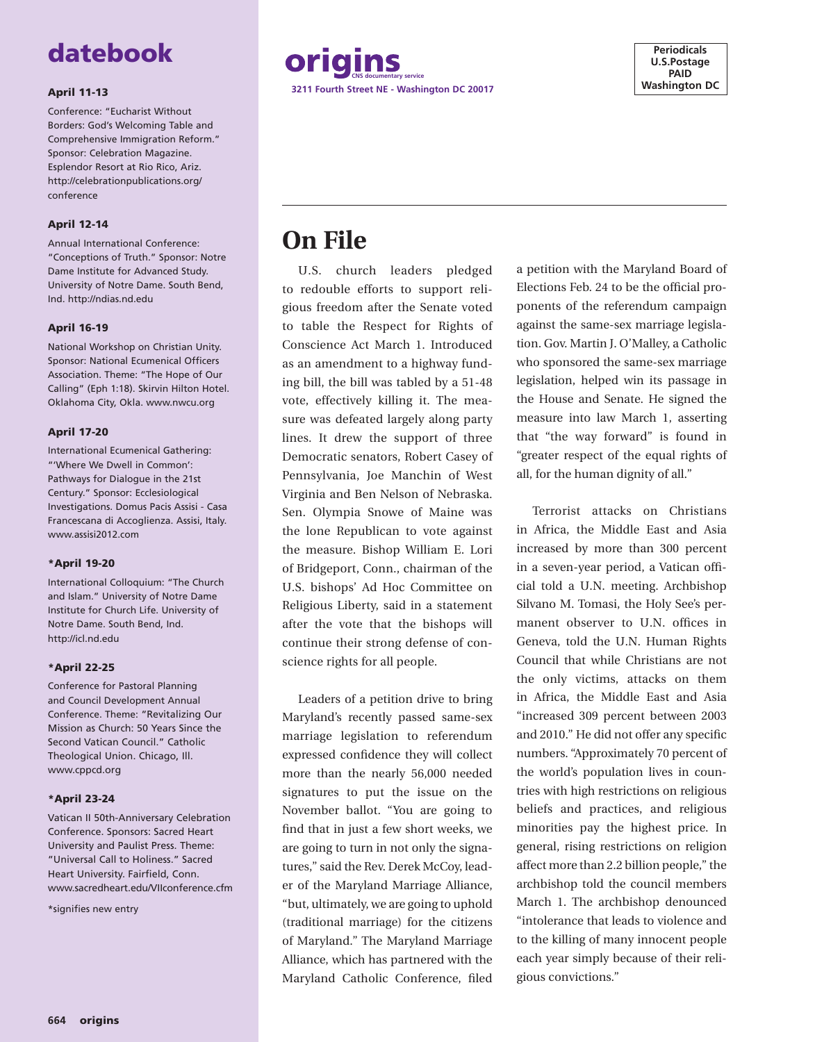# datebook

**April 11-13**

Conference: "Eucharist Without Borders: God's Welcoming Table and Comprehensive Immigration Reform." Sponsor: Celebration Magazine. Esplendor Resort at Rio Rico, Ariz. http://celebrationpublications.org/conference

**April 12-14**

Annual International Conference: "Conceptions of Truth." Sponsor: Notre Dame Institute for Advanced Study. University of Notre Dame. South Bend, Ind. http://ndias.nd.edu

**April 16-19**

National Workshop on Christian Unity. Sponsor: National Ecumenical Officers Association. Theme: "The Hope of Our Calling" (Eph 1:18). Skirvin Hilton Hotel. Oklahoma City, Okla. www.nwcu.org

**April 17-20**

International Ecumenical Gathering: "'Where We Dwell in Common': Pathways for Dialogue in the 21st Century." Sponsor: Ecclesiological Investigations. Domus Pacis Assisi - Casa Francescana di Accoglienza. Assisi, Italy. www.assisi2012.com

**\*April 19-20**

International Colloquium: "The Church and Islam." University of Notre Dame Institute for Church Life. University of Notre Dame. South Bend, Ind. http://icl.nd.edu

**\*April 22-25**

Conference for Pastoral Planning and Council Development Annual Conference. Theme: "Revitalizing Our Mission as Church: 50 Years Since the Second Vatican Council." Catholic Theological Union. Chicago, Ill. www.cppcd.org

**\*April 23-24**

Vatican II 50th-Anniversary Celebration Conference. Sponsors: Sacred Heart University and Paulist Press. Theme: "Universal Call to Holiness." Sacred Heart University. Fairfield, Conn. www.sacredheart.edu/VIIconference.cfm

\*signifies new entry

origins
CNS documentary service
3211 Fourth Street NE - Washington DC 20017

Periodicals
U.S.Postage
PAID
Washington DC

# On File

U.S. church leaders pledged to redouble efforts to support religious freedom after the Senate voted to table the Respect for Rights of Conscience Act March 1. Introduced as an amendment to a highway funding bill, the bill was tabled by a 51-48 vote, effectively killing it. The measure was defeated largely along party lines. It drew the support of three Democratic senators, Robert Casey of Pennsylvania, Joe Manchin of West Virginia and Ben Nelson of Nebraska. Sen. Olympia Snowe of Maine was the lone Republican to vote against the measure. Bishop William E. Lori of Bridgeport, Conn., chairman of the U.S. bishops' Ad Hoc Committee on Religious Liberty, said in a statement after the vote that the bishops will continue their strong defense of conscience rights for all people.

Leaders of a petition drive to bring Maryland's recently passed same-sex marriage legislation to referendum expressed confidence they will collect more than the nearly 56,000 needed signatures to put the issue on the November ballot. "You are going to find that in just a few short weeks, we are going to turn in not only the signatures," said the Rev. Derek McCoy, leader of the Maryland Marriage Alliance, "but, ultimately, we are going to uphold (traditional marriage) for the citizens of Maryland." The Maryland Marriage Alliance, which has partnered with the Maryland Catholic Conference, filed a petition with the Maryland Board of Elections Feb. 24 to be the official proponents of the referendum campaign against the same-sex marriage legislation. Gov. Martin J. O'Malley, a Catholic who sponsored the same-sex marriage legislation, helped win its passage in the House and Senate. He signed the measure into law March 1, asserting that "the way forward" is found in "greater respect of the equal rights of all, for the human dignity of all."

Terrorist attacks on Christians in Africa, the Middle East and Asia increased by more than 300 percent in a seven-year period, a Vatican official told a U.N. meeting. Archbishop Silvano M. Tomasi, the Holy See's permanent observer to U.N. offices in Geneva, told the U.N. Human Rights Council that while Christians are not the only victims, attacks on them in Africa, the Middle East and Asia "increased 309 percent between 2003 and 2010." He did not offer any specific numbers. "Approximately 70 percent of the world's population lives in countries with high restrictions on religious beliefs and practices, and religious minorities pay the highest price. In general, rising restrictions on religion affect more than 2.2 billion people," the archbishop told the council members March 1. The archbishop denounced "intolerance that leads to violence and to the killing of many innocent people each year simply because of their religious convictions."